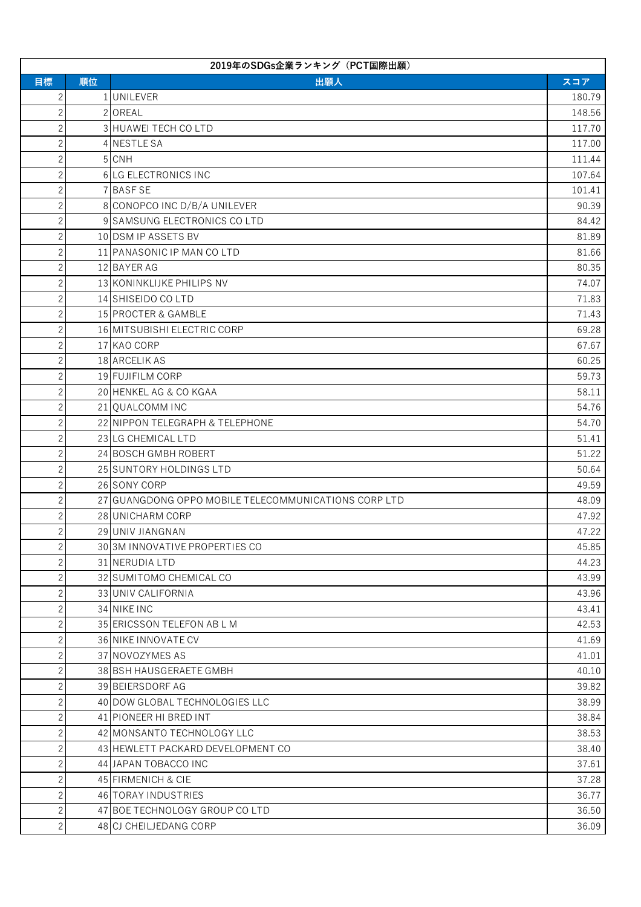| 2019年のSDGs企業ランキング（PCT国際出願） | | | |
|---|---|---|---|
| 目標 | 順位 | 出願人 | スコア |
| 2 | 1 | UNILEVER | 180.79 |
| 2 | 2 | OREAL | 148.56 |
| 2 | 3 | HUAWEI TECH CO LTD | 117.70 |
| 2 | 4 | NESTLE SA | 117.00 |
| 2 | 5 | CNH | 111.44 |
| 2 | 6 | LG ELECTRONICS INC | 107.64 |
| 2 | 7 | BASF SE | 101.41 |
| 2 | 8 | CONOPCO INC D/B/A UNILEVER | 90.39 |
| 2 | 9 | SAMSUNG ELECTRONICS CO LTD | 84.42 |
| 2 | 10 | DSM IP ASSETS BV | 81.89 |
| 2 | 11 | PANASONIC IP MAN CO LTD | 81.66 |
| 2 | 12 | BAYER AG | 80.35 |
| 2 | 13 | KONINKLIJKE PHILIPS NV | 74.07 |
| 2 | 14 | SHISEIDO CO LTD | 71.83 |
| 2 | 15 | PROCTER & GAMBLE | 71.43 |
| 2 | 16 | MITSUBISHI ELECTRIC CORP | 69.28 |
| 2 | 17 | KAO CORP | 67.67 |
| 2 | 18 | ARCELIK AS | 60.25 |
| 2 | 19 | FUJIFILM CORP | 59.73 |
| 2 | 20 | HENKEL AG & CO KGAA | 58.11 |
| 2 | 21 | QUALCOMM INC | 54.76 |
| 2 | 22 | NIPPON TELEGRAPH & TELEPHONE | 54.70 |
| 2 | 23 | LG CHEMICAL LTD | 51.41 |
| 2 | 24 | BOSCH GMBH ROBERT | 51.22 |
| 2 | 25 | SUNTORY HOLDINGS LTD | 50.64 |
| 2 | 26 | SONY CORP | 49.59 |
| 2 | 27 | GUANGDONG OPPO MOBILE TELECOMMUNICATIONS CORP LTD | 48.09 |
| 2 | 28 | UNICHARM CORP | 47.92 |
| 2 | 29 | UNIV JIANGNAN | 47.22 |
| 2 | 30 | 3M INNOVATIVE PROPERTIES CO | 45.85 |
| 2 | 31 | NERUDIA LTD | 44.23 |
| 2 | 32 | SUMITOMO CHEMICAL CO | 43.99 |
| 2 | 33 | UNIV CALIFORNIA | 43.96 |
| 2 | 34 | NIKE INC | 43.41 |
| 2 | 35 | ERICSSON TELEFON AB L M | 42.53 |
| 2 | 36 | NIKE INNOVATE CV | 41.69 |
| 2 | 37 | NOVOZYMES AS | 41.01 |
| 2 | 38 | BSH HAUSGERAETE GMBH | 40.10 |
| 2 | 39 | BEIERSDORF AG | 39.82 |
| 2 | 40 | DOW GLOBAL TECHNOLOGIES LLC | 38.99 |
| 2 | 41 | PIONEER HI BRED INT | 38.84 |
| 2 | 42 | MONSANTO TECHNOLOGY LLC | 38.53 |
| 2 | 43 | HEWLETT PACKARD DEVELOPMENT CO | 38.40 |
| 2 | 44 | JAPAN TOBACCO INC | 37.61 |
| 2 | 45 | FIRMENICH & CIE | 37.28 |
| 2 | 46 | TORAY INDUSTRIES | 36.77 |
| 2 | 47 | BOE TECHNOLOGY GROUP CO LTD | 36.50 |
| 2 | 48 | CJ CHEILJEDANG CORP | 36.09 |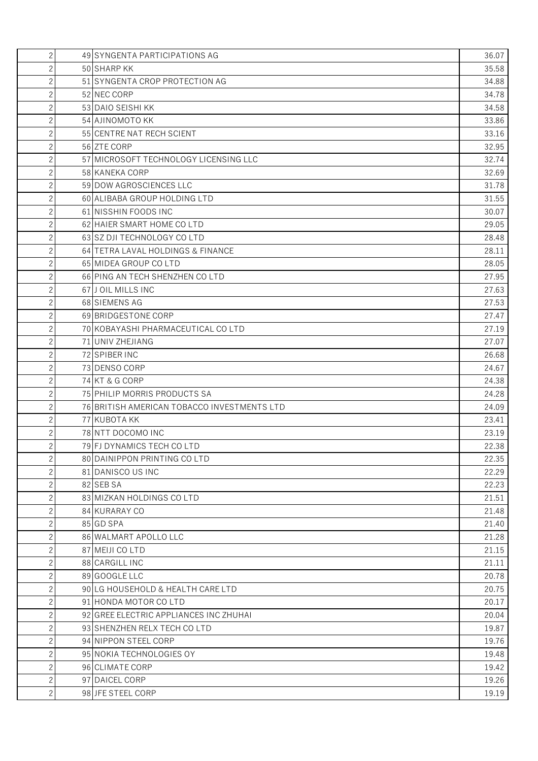| | | | |
|---|---|---|---|
| 2 | 49 | SYNGENTA PARTICIPATIONS AG | 36.07 |
| 2 | 50 | SHARP KK | 35.58 |
| 2 | 51 | SYNGENTA CROP PROTECTION AG | 34.88 |
| 2 | 52 | NEC CORP | 34.78 |
| 2 | 53 | DAIO SEISHI KK | 34.58 |
| 2 | 54 | AJINOMOTO KK | 33.86 |
| 2 | 55 | CENTRE NAT RECH SCIENT | 33.16 |
| 2 | 56 | ZTE CORP | 32.95 |
| 2 | 57 | MICROSOFT TECHNOLOGY LICENSING LLC | 32.74 |
| 2 | 58 | KANEKA CORP | 32.69 |
| 2 | 59 | DOW AGROSCIENCES LLC | 31.78 |
| 2 | 60 | ALIBABA GROUP HOLDING LTD | 31.55 |
| 2 | 61 | NISSHIN FOODS INC | 30.07 |
| 2 | 62 | HAIER SMART HOME CO LTD | 29.05 |
| 2 | 63 | SZ DJI TECHNOLOGY CO LTD | 28.48 |
| 2 | 64 | TETRA LAVAL HOLDINGS & FINANCE | 28.11 |
| 2 | 65 | MIDEA GROUP CO LTD | 28.05 |
| 2 | 66 | PING AN TECH SHENZHEN CO LTD | 27.95 |
| 2 | 67 | J OIL MILLS INC | 27.63 |
| 2 | 68 | SIEMENS AG | 27.53 |
| 2 | 69 | BRIDGESTONE CORP | 27.47 |
| 2 | 70 | KOBAYASHI PHARMACEUTICAL CO LTD | 27.19 |
| 2 | 71 | UNIV ZHEJIANG | 27.07 |
| 2 | 72 | SPIBER INC | 26.68 |
| 2 | 73 | DENSO CORP | 24.67 |
| 2 | 74 | KT & G CORP | 24.38 |
| 2 | 75 | PHILIP MORRIS PRODUCTS SA | 24.28 |
| 2 | 76 | BRITISH AMERICAN TOBACCO INVESTMENTS LTD | 24.09 |
| 2 | 77 | KUBOTA KK | 23.41 |
| 2 | 78 | NTT DOCOMO INC | 23.19 |
| 2 | 79 | FJ DYNAMICS TECH CO LTD | 22.38 |
| 2 | 80 | DAINIPPON PRINTING CO LTD | 22.35 |
| 2 | 81 | DANISCO US INC | 22.29 |
| 2 | 82 | SEB SA | 22.23 |
| 2 | 83 | MIZKAN HOLDINGS CO LTD | 21.51 |
| 2 | 84 | KURARAY CO | 21.48 |
| 2 | 85 | GD SPA | 21.40 |
| 2 | 86 | WALMART APOLLO LLC | 21.28 |
| 2 | 87 | MEIJI CO LTD | 21.15 |
| 2 | 88 | CARGILL INC | 21.11 |
| 2 | 89 | GOOGLE LLC | 20.78 |
| 2 | 90 | LG HOUSEHOLD & HEALTH CARE LTD | 20.75 |
| 2 | 91 | HONDA MOTOR CO LTD | 20.17 |
| 2 | 92 | GREE ELECTRIC APPLIANCES INC ZHUHAI | 20.04 |
| 2 | 93 | SHENZHEN RELX TECH CO LTD | 19.87 |
| 2 | 94 | NIPPON STEEL CORP | 19.76 |
| 2 | 95 | NOKIA TECHNOLOGIES OY | 19.48 |
| 2 | 96 | CLIMATE CORP | 19.42 |
| 2 | 97 | DAICEL CORP | 19.26 |
| 2 | 98 | JFE STEEL CORP | 19.19 |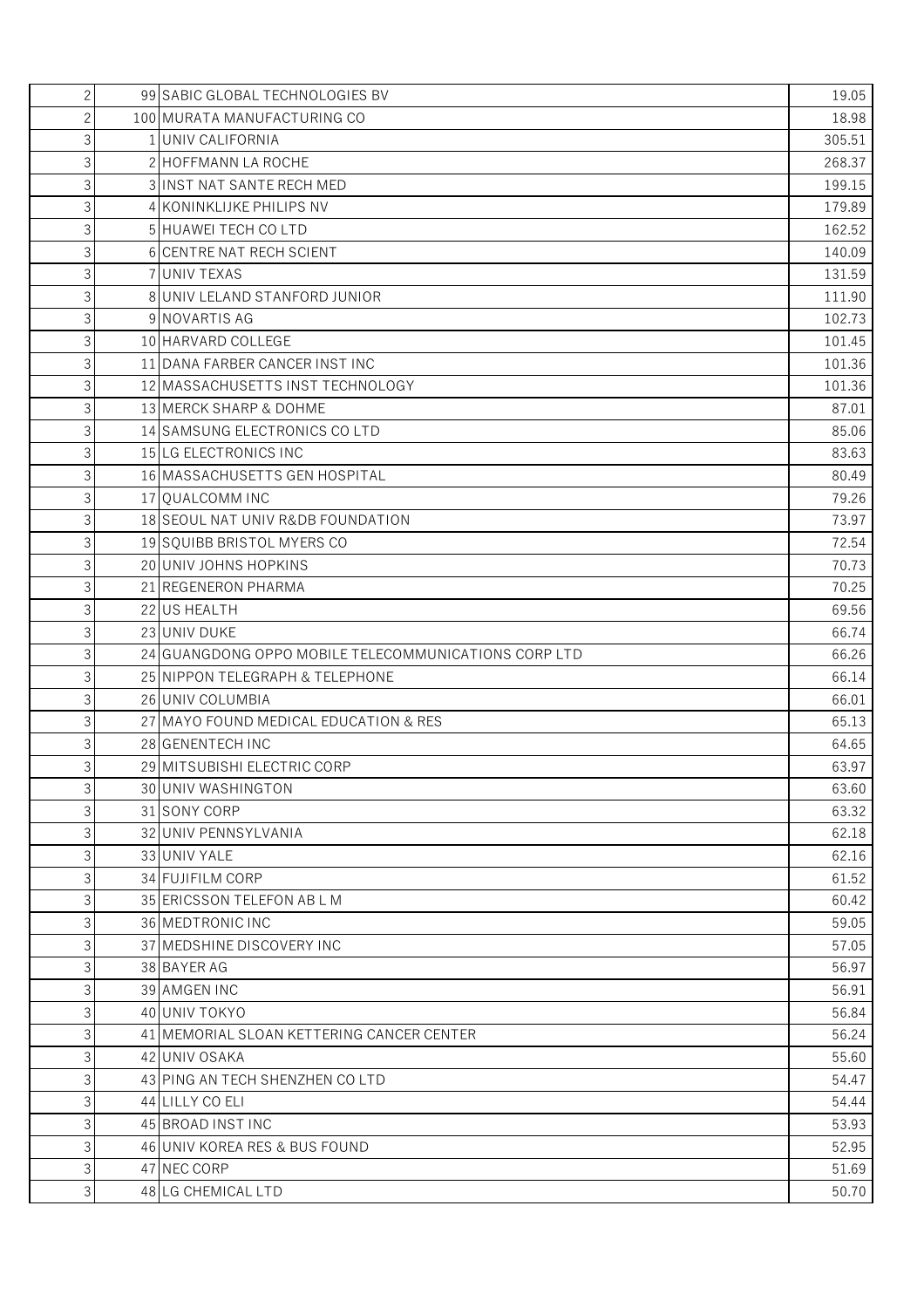| | | | |
|---|---|---|---|
| 2 | 99 | SABIC GLOBAL TECHNOLOGIES BV | 19.05 |
| 2 | 100 | MURATA MANUFACTURING CO | 18.98 |
| 3 | 1 | UNIV CALIFORNIA | 305.51 |
| 3 | 2 | HOFFMANN LA ROCHE | 268.37 |
| 3 | 3 | INST NAT SANTE RECH MED | 199.15 |
| 3 | 4 | KONINKLIJKE PHILIPS NV | 179.89 |
| 3 | 5 | HUAWEI TECH CO LTD | 162.52 |
| 3 | 6 | CENTRE NAT RECH SCIENT | 140.09 |
| 3 | 7 | UNIV TEXAS | 131.59 |
| 3 | 8 | UNIV LELAND STANFORD JUNIOR | 111.90 |
| 3 | 9 | NOVARTIS AG | 102.73 |
| 3 | 10 | HARVARD COLLEGE | 101.45 |
| 3 | 11 | DANA FARBER CANCER INST INC | 101.36 |
| 3 | 12 | MASSACHUSETTS INST TECHNOLOGY | 101.36 |
| 3 | 13 | MERCK SHARP & DOHME | 87.01 |
| 3 | 14 | SAMSUNG ELECTRONICS CO LTD | 85.06 |
| 3 | 15 | LG ELECTRONICS INC | 83.63 |
| 3 | 16 | MASSACHUSETTS GEN HOSPITAL | 80.49 |
| 3 | 17 | QUALCOMM INC | 79.26 |
| 3 | 18 | SEOUL NAT UNIV R&DB FOUNDATION | 73.97 |
| 3 | 19 | SQUIBB BRISTOL MYERS CO | 72.54 |
| 3 | 20 | UNIV JOHNS HOPKINS | 70.73 |
| 3 | 21 | REGENERON PHARMA | 70.25 |
| 3 | 22 | US HEALTH | 69.56 |
| 3 | 23 | UNIV DUKE | 66.74 |
| 3 | 24 | GUANGDONG OPPO MOBILE TELECOMMUNICATIONS CORP LTD | 66.26 |
| 3 | 25 | NIPPON TELEGRAPH & TELEPHONE | 66.14 |
| 3 | 26 | UNIV COLUMBIA | 66.01 |
| 3 | 27 | MAYO FOUND MEDICAL EDUCATION & RES | 65.13 |
| 3 | 28 | GENENTECH INC | 64.65 |
| 3 | 29 | MITSUBISHI ELECTRIC CORP | 63.97 |
| 3 | 30 | UNIV WASHINGTON | 63.60 |
| 3 | 31 | SONY CORP | 63.32 |
| 3 | 32 | UNIV PENNSYLVANIA | 62.18 |
| 3 | 33 | UNIV YALE | 62.16 |
| 3 | 34 | FUJIFILM CORP | 61.52 |
| 3 | 35 | ERICSSON TELEFON AB L M | 60.42 |
| 3 | 36 | MEDTRONIC INC | 59.05 |
| 3 | 37 | MEDSHINE DISCOVERY INC | 57.05 |
| 3 | 38 | BAYER AG | 56.97 |
| 3 | 39 | AMGEN INC | 56.91 |
| 3 | 40 | UNIV TOKYO | 56.84 |
| 3 | 41 | MEMORIAL SLOAN KETTERING CANCER CENTER | 56.24 |
| 3 | 42 | UNIV OSAKA | 55.60 |
| 3 | 43 | PING AN TECH SHENZHEN CO LTD | 54.47 |
| 3 | 44 | LILLY CO ELI | 54.44 |
| 3 | 45 | BROAD INST INC | 53.93 |
| 3 | 46 | UNIV KOREA RES & BUS FOUND | 52.95 |
| 3 | 47 | NEC CORP | 51.69 |
| 3 | 48 | LG CHEMICAL LTD | 50.70 |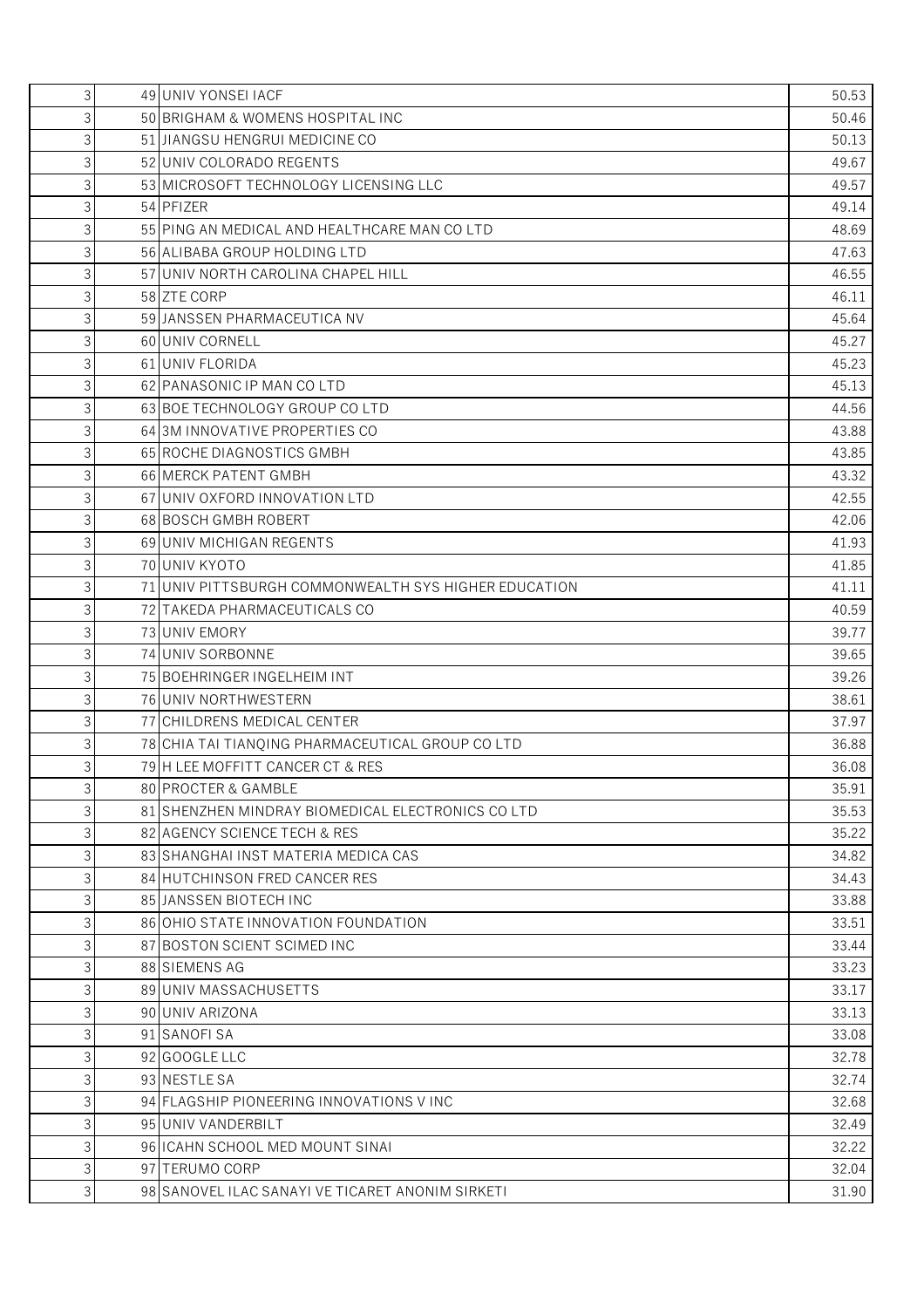| | | | |
|---|---|---|---|
| 3 | 49 | UNIV YONSEI IACF | 50.53 |
| 3 | 50 | BRIGHAM & WOMENS HOSPITAL INC | 50.46 |
| 3 | 51 | JIANGSU HENGRUI MEDICINE CO | 50.13 |
| 3 | 52 | UNIV COLORADO REGENTS | 49.67 |
| 3 | 53 | MICROSOFT TECHNOLOGY LICENSING LLC | 49.57 |
| 3 | 54 | PFIZER | 49.14 |
| 3 | 55 | PING AN MEDICAL AND HEALTHCARE MAN CO LTD | 48.69 |
| 3 | 56 | ALIBABA GROUP HOLDING LTD | 47.63 |
| 3 | 57 | UNIV NORTH CAROLINA CHAPEL HILL | 46.55 |
| 3 | 58 | ZTE CORP | 46.11 |
| 3 | 59 | JANSSEN PHARMACEUTICA NV | 45.64 |
| 3 | 60 | UNIV CORNELL | 45.27 |
| 3 | 61 | UNIV FLORIDA | 45.23 |
| 3 | 62 | PANASONIC IP MAN CO LTD | 45.13 |
| 3 | 63 | BOE TECHNOLOGY GROUP CO LTD | 44.56 |
| 3 | 64 | 3M INNOVATIVE PROPERTIES CO | 43.88 |
| 3 | 65 | ROCHE DIAGNOSTICS GMBH | 43.85 |
| 3 | 66 | MERCK PATENT GMBH | 43.32 |
| 3 | 67 | UNIV OXFORD INNOVATION LTD | 42.55 |
| 3 | 68 | BOSCH GMBH ROBERT | 42.06 |
| 3 | 69 | UNIV MICHIGAN REGENTS | 41.93 |
| 3 | 70 | UNIV KYOTO | 41.85 |
| 3 | 71 | UNIV PITTSBURGH COMMONWEALTH SYS HIGHER EDUCATION | 41.11 |
| 3 | 72 | TAKEDA PHARMACEUTICALS CO | 40.59 |
| 3 | 73 | UNIV EMORY | 39.77 |
| 3 | 74 | UNIV SORBONNE | 39.65 |
| 3 | 75 | BOEHRINGER INGELHEIM INT | 39.26 |
| 3 | 76 | UNIV NORTHWESTERN | 38.61 |
| 3 | 77 | CHILDRENS MEDICAL CENTER | 37.97 |
| 3 | 78 | CHIA TAI TIANQING PHARMACEUTICAL GROUP CO LTD | 36.88 |
| 3 | 79 | H LEE MOFFITT CANCER CT & RES | 36.08 |
| 3 | 80 | PROCTER & GAMBLE | 35.91 |
| 3 | 81 | SHENZHEN MINDRAY BIOMEDICAL ELECTRONICS CO LTD | 35.53 |
| 3 | 82 | AGENCY SCIENCE TECH & RES | 35.22 |
| 3 | 83 | SHANGHAI INST MATERIA MEDICA CAS | 34.82 |
| 3 | 84 | HUTCHINSON FRED CANCER RES | 34.43 |
| 3 | 85 | JANSSEN BIOTECH INC | 33.88 |
| 3 | 86 | OHIO STATE INNOVATION FOUNDATION | 33.51 |
| 3 | 87 | BOSTON SCIENT SCIMED INC | 33.44 |
| 3 | 88 | SIEMENS AG | 33.23 |
| 3 | 89 | UNIV MASSACHUSETTS | 33.17 |
| 3 | 90 | UNIV ARIZONA | 33.13 |
| 3 | 91 | SANOFI SA | 33.08 |
| 3 | 92 | GOOGLE LLC | 32.78 |
| 3 | 93 | NESTLE SA | 32.74 |
| 3 | 94 | FLAGSHIP PIONEERING INNOVATIONS V INC | 32.68 |
| 3 | 95 | UNIV VANDERBILT | 32.49 |
| 3 | 96 | ICAHN SCHOOL MED MOUNT SINAI | 32.22 |
| 3 | 97 | TERUMO CORP | 32.04 |
| 3 | 98 | SANOVEL ILAC SANAYI VE TICARET ANONIM SIRKETI | 31.90 |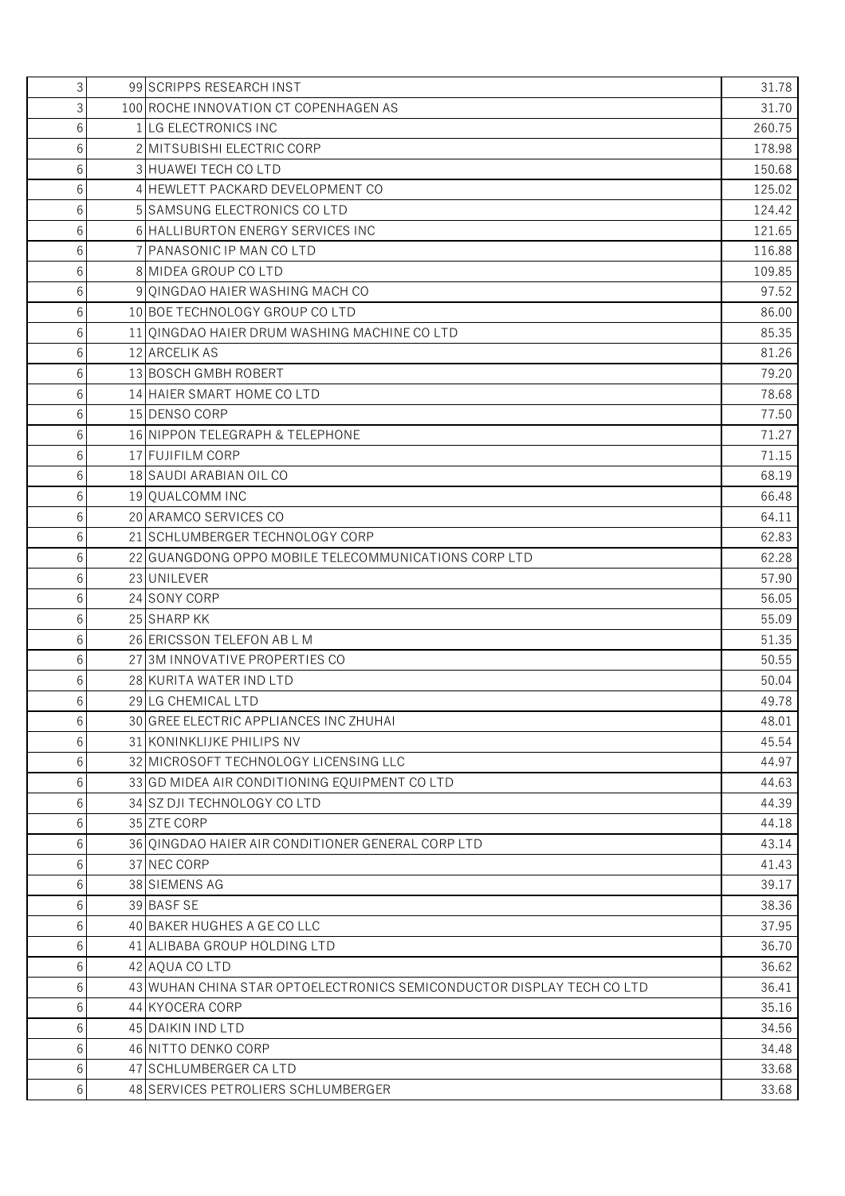| | | | |
|---|---|---|---|
| 3 | 99 | SCRIPPS RESEARCH INST | 31.78 |
| 3 | 100 | ROCHE INNOVATION CT COPENHAGEN AS | 31.70 |
| 6 | 1 | LG ELECTRONICS INC | 260.75 |
| 6 | 2 | MITSUBISHI ELECTRIC CORP | 178.98 |
| 6 | 3 | HUAWEI TECH CO LTD | 150.68 |
| 6 | 4 | HEWLETT PACKARD DEVELOPMENT CO | 125.02 |
| 6 | 5 | SAMSUNG ELECTRONICS CO LTD | 124.42 |
| 6 | 6 | HALLIBURTON ENERGY SERVICES INC | 121.65 |
| 6 | 7 | PANASONIC IP MAN CO LTD | 116.88 |
| 6 | 8 | MIDEA GROUP CO LTD | 109.85 |
| 6 | 9 | QINGDAO HAIER WASHING MACH CO | 97.52 |
| 6 | 10 | BOE TECHNOLOGY GROUP CO LTD | 86.00 |
| 6 | 11 | QINGDAO HAIER DRUM WASHING MACHINE CO LTD | 85.35 |
| 6 | 12 | ARCELIK AS | 81.26 |
| 6 | 13 | BOSCH GMBH ROBERT | 79.20 |
| 6 | 14 | HAIER SMART HOME CO LTD | 78.68 |
| 6 | 15 | DENSO CORP | 77.50 |
| 6 | 16 | NIPPON TELEGRAPH & TELEPHONE | 71.27 |
| 6 | 17 | FUJIFILM CORP | 71.15 |
| 6 | 18 | SAUDI ARABIAN OIL CO | 68.19 |
| 6 | 19 | QUALCOMM INC | 66.48 |
| 6 | 20 | ARAMCO SERVICES CO | 64.11 |
| 6 | 21 | SCHLUMBERGER TECHNOLOGY CORP | 62.83 |
| 6 | 22 | GUANGDONG OPPO MOBILE TELECOMMUNICATIONS CORP LTD | 62.28 |
| 6 | 23 | UNILEVER | 57.90 |
| 6 | 24 | SONY CORP | 56.05 |
| 6 | 25 | SHARP KK | 55.09 |
| 6 | 26 | ERICSSON TELEFON AB L M | 51.35 |
| 6 | 27 | 3M INNOVATIVE PROPERTIES CO | 50.55 |
| 6 | 28 | KURITA WATER IND LTD | 50.04 |
| 6 | 29 | LG CHEMICAL LTD | 49.78 |
| 6 | 30 | GREE ELECTRIC APPLIANCES INC ZHUHAI | 48.01 |
| 6 | 31 | KONINKLIJKE PHILIPS NV | 45.54 |
| 6 | 32 | MICROSOFT TECHNOLOGY LICENSING LLC | 44.97 |
| 6 | 33 | GD MIDEA AIR CONDITIONING EQUIPMENT CO LTD | 44.63 |
| 6 | 34 | SZ DJI TECHNOLOGY CO LTD | 44.39 |
| 6 | 35 | ZTE CORP | 44.18 |
| 6 | 36 | QINGDAO HAIER AIR CONDITIONER GENERAL CORP LTD | 43.14 |
| 6 | 37 | NEC CORP | 41.43 |
| 6 | 38 | SIEMENS AG | 39.17 |
| 6 | 39 | BASF SE | 38.36 |
| 6 | 40 | BAKER HUGHES A GE CO LLC | 37.95 |
| 6 | 41 | ALIBABA GROUP HOLDING LTD | 36.70 |
| 6 | 42 | AQUA CO LTD | 36.62 |
| 6 | 43 | WUHAN CHINA STAR OPTOELECTRONICS SEMICONDUCTOR DISPLAY TECH CO LTD | 36.41 |
| 6 | 44 | KYOCERA CORP | 35.16 |
| 6 | 45 | DAIKIN IND LTD | 34.56 |
| 6 | 46 | NITTO DENKO CORP | 34.48 |
| 6 | 47 | SCHLUMBERGER CA LTD | 33.68 |
| 6 | 48 | SERVICES PETROLIERS SCHLUMBERGER | 33.68 |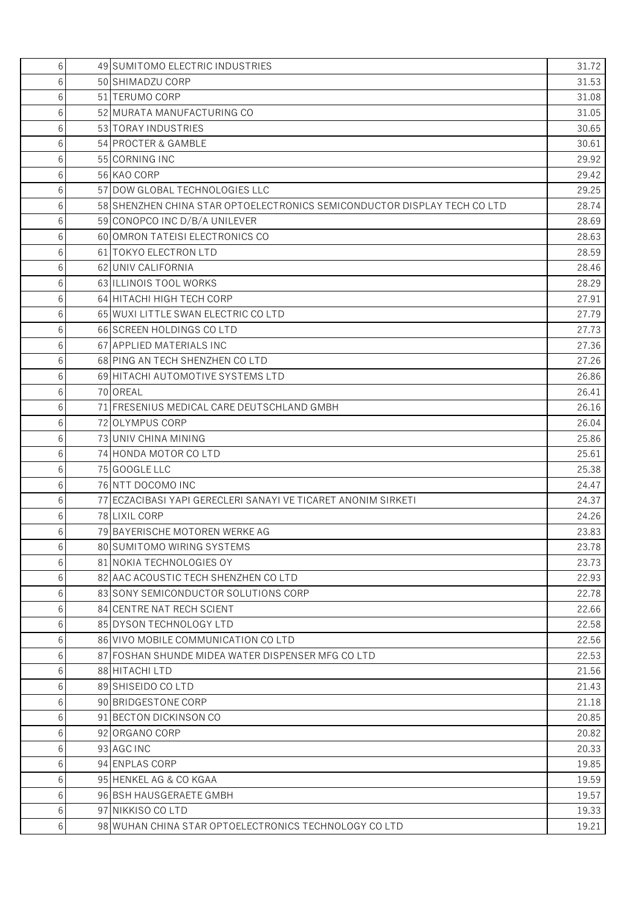| | | | |
|---|---|---|---|
| 6 | 49 | SUMITOMO ELECTRIC INDUSTRIES | 31.72 |
| 6 | 50 | SHIMADZU CORP | 31.53 |
| 6 | 51 | TERUMO CORP | 31.08 |
| 6 | 52 | MURATA MANUFACTURING CO | 31.05 |
| 6 | 53 | TORAY INDUSTRIES | 30.65 |
| 6 | 54 | PROCTER & GAMBLE | 30.61 |
| 6 | 55 | CORNING INC | 29.92 |
| 6 | 56 | KAO CORP | 29.42 |
| 6 | 57 | DOW GLOBAL TECHNOLOGIES LLC | 29.25 |
| 6 | 58 | SHENZHEN CHINA STAR OPTOELECTRONICS SEMICONDUCTOR DISPLAY TECH CO LTD | 28.74 |
| 6 | 59 | CONOPCO INC D/B/A UNILEVER | 28.69 |
| 6 | 60 | OMRON TATEISI ELECTRONICS CO | 28.63 |
| 6 | 61 | TOKYO ELECTRON LTD | 28.59 |
| 6 | 62 | UNIV CALIFORNIA | 28.46 |
| 6 | 63 | ILLINOIS TOOL WORKS | 28.29 |
| 6 | 64 | HITACHI HIGH TECH CORP | 27.91 |
| 6 | 65 | WUXI LITTLE SWAN ELECTRIC CO LTD | 27.79 |
| 6 | 66 | SCREEN HOLDINGS CO LTD | 27.73 |
| 6 | 67 | APPLIED MATERIALS INC | 27.36 |
| 6 | 68 | PING AN TECH SHENZHEN CO LTD | 27.26 |
| 6 | 69 | HITACHI AUTOMOTIVE SYSTEMS LTD | 26.86 |
| 6 | 70 | OREAL | 26.41 |
| 6 | 71 | FRESENIUS MEDICAL CARE DEUTSCHLAND GMBH | 26.16 |
| 6 | 72 | OLYMPUS CORP | 26.04 |
| 6 | 73 | UNIV CHINA MINING | 25.86 |
| 6 | 74 | HONDA MOTOR CO LTD | 25.61 |
| 6 | 75 | GOOGLE LLC | 25.38 |
| 6 | 76 | NTT DOCOMO INC | 24.47 |
| 6 | 77 | ECZACIBASI YAPI GERECLERI SANAYI VE TICARET ANONIM SIRKETI | 24.37 |
| 6 | 78 | LIXIL CORP | 24.26 |
| 6 | 79 | BAYERISCHE MOTOREN WERKE AG | 23.83 |
| 6 | 80 | SUMITOMO WIRING SYSTEMS | 23.78 |
| 6 | 81 | NOKIA TECHNOLOGIES OY | 23.73 |
| 6 | 82 | AAC ACOUSTIC TECH SHENZHEN CO LTD | 22.93 |
| 6 | 83 | SONY SEMICONDUCTOR SOLUTIONS CORP | 22.78 |
| 6 | 84 | CENTRE NAT RECH SCIENT | 22.66 |
| 6 | 85 | DYSON TECHNOLOGY LTD | 22.58 |
| 6 | 86 | VIVO MOBILE COMMUNICATION CO LTD | 22.56 |
| 6 | 87 | FOSHAN SHUNDE MIDEA WATER DISPENSER MFG CO LTD | 22.53 |
| 6 | 88 | HITACHI LTD | 21.56 |
| 6 | 89 | SHISEIDO CO LTD | 21.43 |
| 6 | 90 | BRIDGESTONE CORP | 21.18 |
| 6 | 91 | BECTON DICKINSON CO | 20.85 |
| 6 | 92 | ORGANO CORP | 20.82 |
| 6 | 93 | AGC INC | 20.33 |
| 6 | 94 | ENPLAS CORP | 19.85 |
| 6 | 95 | HENKEL AG & CO KGAA | 19.59 |
| 6 | 96 | BSH HAUSGERAETE GMBH | 19.57 |
| 6 | 97 | NIKKISO CO LTD | 19.33 |
| 6 | 98 | WUHAN CHINA STAR OPTOELECTRONICS TECHNOLOGY CO LTD | 19.21 |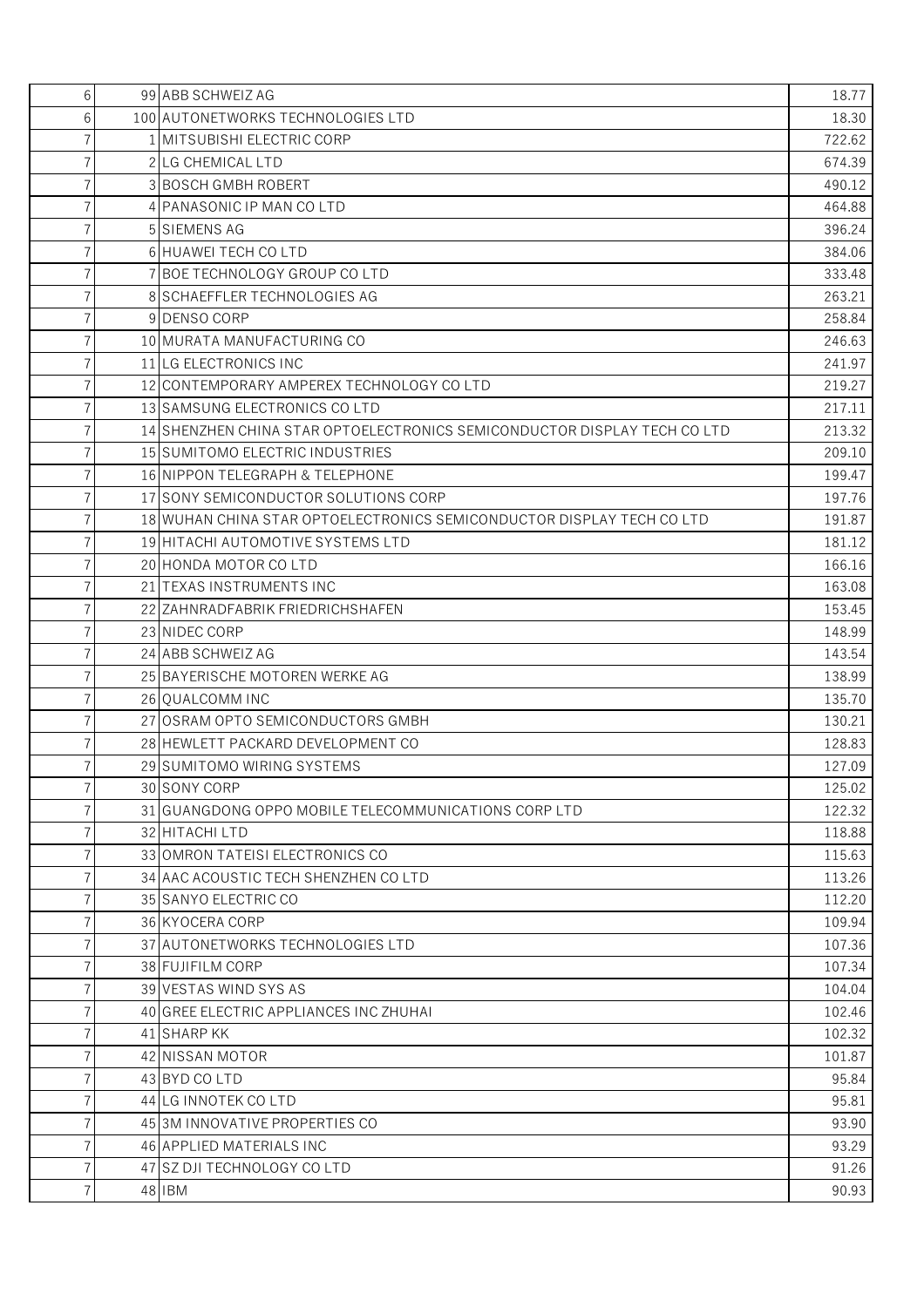| | | | |
|---|---|---|---|
| 6 | 99 | ABB SCHWEIZ AG | 18.77 |
| 6 | 100 | AUTONETWORKS TECHNOLOGIES LTD | 18.30 |
| 7 | 1 | MITSUBISHI ELECTRIC CORP | 722.62 |
| 7 | 2 | LG CHEMICAL LTD | 674.39 |
| 7 | 3 | BOSCH GMBH ROBERT | 490.12 |
| 7 | 4 | PANASONIC IP MAN CO LTD | 464.88 |
| 7 | 5 | SIEMENS AG | 396.24 |
| 7 | 6 | HUAWEI TECH CO LTD | 384.06 |
| 7 | 7 | BOE TECHNOLOGY GROUP CO LTD | 333.48 |
| 7 | 8 | SCHAEFFLER TECHNOLOGIES AG | 263.21 |
| 7 | 9 | DENSO CORP | 258.84 |
| 7 | 10 | MURATA MANUFACTURING CO | 246.63 |
| 7 | 11 | LG ELECTRONICS INC | 241.97 |
| 7 | 12 | CONTEMPORARY AMPEREX TECHNOLOGY CO LTD | 219.27 |
| 7 | 13 | SAMSUNG ELECTRONICS CO LTD | 217.11 |
| 7 | 14 | SHENZHEN CHINA STAR OPTOELECTRONICS SEMICONDUCTOR DISPLAY TECH CO LTD | 213.32 |
| 7 | 15 | SUMITOMO ELECTRIC INDUSTRIES | 209.10 |
| 7 | 16 | NIPPON TELEGRAPH & TELEPHONE | 199.47 |
| 7 | 17 | SONY SEMICONDUCTOR SOLUTIONS CORP | 197.76 |
| 7 | 18 | WUHAN CHINA STAR OPTOELECTRONICS SEMICONDUCTOR DISPLAY TECH CO LTD | 191.87 |
| 7 | 19 | HITACHI AUTOMOTIVE SYSTEMS LTD | 181.12 |
| 7 | 20 | HONDA MOTOR CO LTD | 166.16 |
| 7 | 21 | TEXAS INSTRUMENTS INC | 163.08 |
| 7 | 22 | ZAHNRADFABRIK FRIEDRICHSHAFEN | 153.45 |
| 7 | 23 | NIDEC CORP | 148.99 |
| 7 | 24 | ABB SCHWEIZ AG | 143.54 |
| 7 | 25 | BAYERISCHE MOTOREN WERKE AG | 138.99 |
| 7 | 26 | QUALCOMM INC | 135.70 |
| 7 | 27 | OSRAM OPTO SEMICONDUCTORS GMBH | 130.21 |
| 7 | 28 | HEWLETT PACKARD DEVELOPMENT CO | 128.83 |
| 7 | 29 | SUMITOMO WIRING SYSTEMS | 127.09 |
| 7 | 30 | SONY CORP | 125.02 |
| 7 | 31 | GUANGDONG OPPO MOBILE TELECOMMUNICATIONS CORP LTD | 122.32 |
| 7 | 32 | HITACHI LTD | 118.88 |
| 7 | 33 | OMRON TATEISI ELECTRONICS CO | 115.63 |
| 7 | 34 | AAC ACOUSTIC TECH SHENZHEN CO LTD | 113.26 |
| 7 | 35 | SANYO ELECTRIC CO | 112.20 |
| 7 | 36 | KYOCERA CORP | 109.94 |
| 7 | 37 | AUTONETWORKS TECHNOLOGIES LTD | 107.36 |
| 7 | 38 | FUJIFILM CORP | 107.34 |
| 7 | 39 | VESTAS WIND SYS AS | 104.04 |
| 7 | 40 | GREE ELECTRIC APPLIANCES INC ZHUHAI | 102.46 |
| 7 | 41 | SHARP KK | 102.32 |
| 7 | 42 | NISSAN MOTOR | 101.87 |
| 7 | 43 | BYD CO LTD | 95.84 |
| 7 | 44 | LG INNOTEK CO LTD | 95.81 |
| 7 | 45 | 3M INNOVATIVE PROPERTIES CO | 93.90 |
| 7 | 46 | APPLIED MATERIALS INC | 93.29 |
| 7 | 47 | SZ DJI TECHNOLOGY CO LTD | 91.26 |
| 7 | 48 | IBM | 90.93 |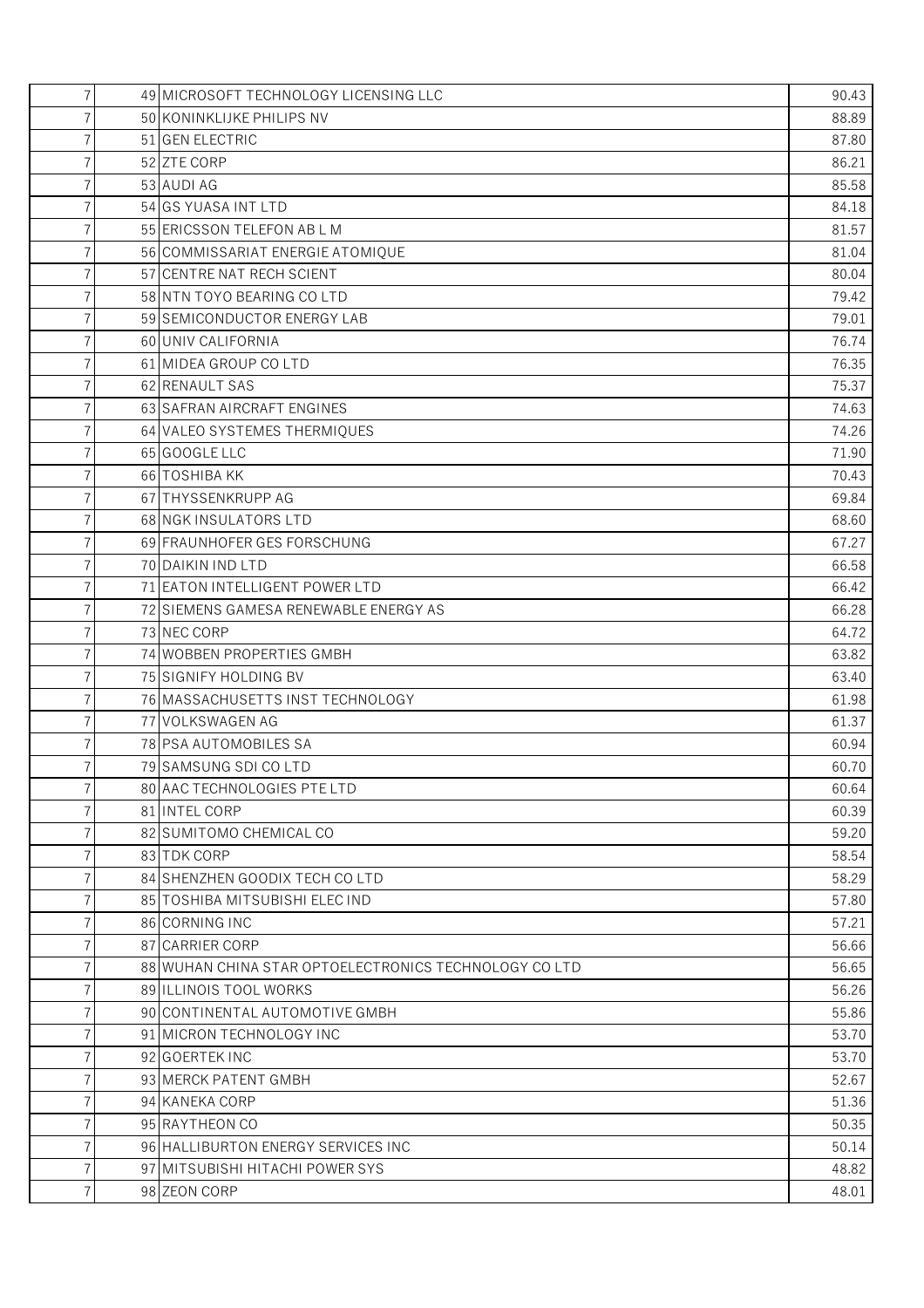| | | | |
|---|---|---|---|
| 7 | 49 | MICROSOFT TECHNOLOGY LICENSING LLC | 90.43 |
| 7 | 50 | KONINKLIJKE PHILIPS NV | 88.89 |
| 7 | 51 | GEN ELECTRIC | 87.80 |
| 7 | 52 | ZTE CORP | 86.21 |
| 7 | 53 | AUDI AG | 85.58 |
| 7 | 54 | GS YUASA INT LTD | 84.18 |
| 7 | 55 | ERICSSON TELEFON AB L M | 81.57 |
| 7 | 56 | COMMISSARIAT ENERGIE ATOMIQUE | 81.04 |
| 7 | 57 | CENTRE NAT RECH SCIENT | 80.04 |
| 7 | 58 | NTN TOYO BEARING CO LTD | 79.42 |
| 7 | 59 | SEMICONDUCTOR ENERGY LAB | 79.01 |
| 7 | 60 | UNIV CALIFORNIA | 76.74 |
| 7 | 61 | MIDEA GROUP CO LTD | 76.35 |
| 7 | 62 | RENAULT SAS | 75.37 |
| 7 | 63 | SAFRAN AIRCRAFT ENGINES | 74.63 |
| 7 | 64 | VALEO SYSTEMES THERMIQUES | 74.26 |
| 7 | 65 | GOOGLE LLC | 71.90 |
| 7 | 66 | TOSHIBA KK | 70.43 |
| 7 | 67 | THYSSENKRUPP AG | 69.84 |
| 7 | 68 | NGK INSULATORS LTD | 68.60 |
| 7 | 69 | FRAUNHOFER GES FORSCHUNG | 67.27 |
| 7 | 70 | DAIKIN IND LTD | 66.58 |
| 7 | 71 | EATON INTELLIGENT POWER LTD | 66.42 |
| 7 | 72 | SIEMENS GAMESA RENEWABLE ENERGY AS | 66.28 |
| 7 | 73 | NEC CORP | 64.72 |
| 7 | 74 | WOBBEN PROPERTIES GMBH | 63.82 |
| 7 | 75 | SIGNIFY HOLDING BV | 63.40 |
| 7 | 76 | MASSACHUSETTS INST TECHNOLOGY | 61.98 |
| 7 | 77 | VOLKSWAGEN AG | 61.37 |
| 7 | 78 | PSA AUTOMOBILES SA | 60.94 |
| 7 | 79 | SAMSUNG SDI CO LTD | 60.70 |
| 7 | 80 | AAC TECHNOLOGIES PTE LTD | 60.64 |
| 7 | 81 | INTEL CORP | 60.39 |
| 7 | 82 | SUMITOMO CHEMICAL CO | 59.20 |
| 7 | 83 | TDK CORP | 58.54 |
| 7 | 84 | SHENZHEN GOODIX TECH CO LTD | 58.29 |
| 7 | 85 | TOSHIBA MITSUBISHI ELEC IND | 57.80 |
| 7 | 86 | CORNING INC | 57.21 |
| 7 | 87 | CARRIER CORP | 56.66 |
| 7 | 88 | WUHAN CHINA STAR OPTOELECTRONICS TECHNOLOGY CO LTD | 56.65 |
| 7 | 89 | ILLINOIS TOOL WORKS | 56.26 |
| 7 | 90 | CONTINENTAL AUTOMOTIVE GMBH | 55.86 |
| 7 | 91 | MICRON TECHNOLOGY INC | 53.70 |
| 7 | 92 | GOERTEK INC | 53.70 |
| 7 | 93 | MERCK PATENT GMBH | 52.67 |
| 7 | 94 | KANEKA CORP | 51.36 |
| 7 | 95 | RAYTHEON CO | 50.35 |
| 7 | 96 | HALLIBURTON ENERGY SERVICES INC | 50.14 |
| 7 | 97 | MITSUBISHI HITACHI POWER SYS | 48.82 |
| 7 | 98 | ZEON CORP | 48.01 |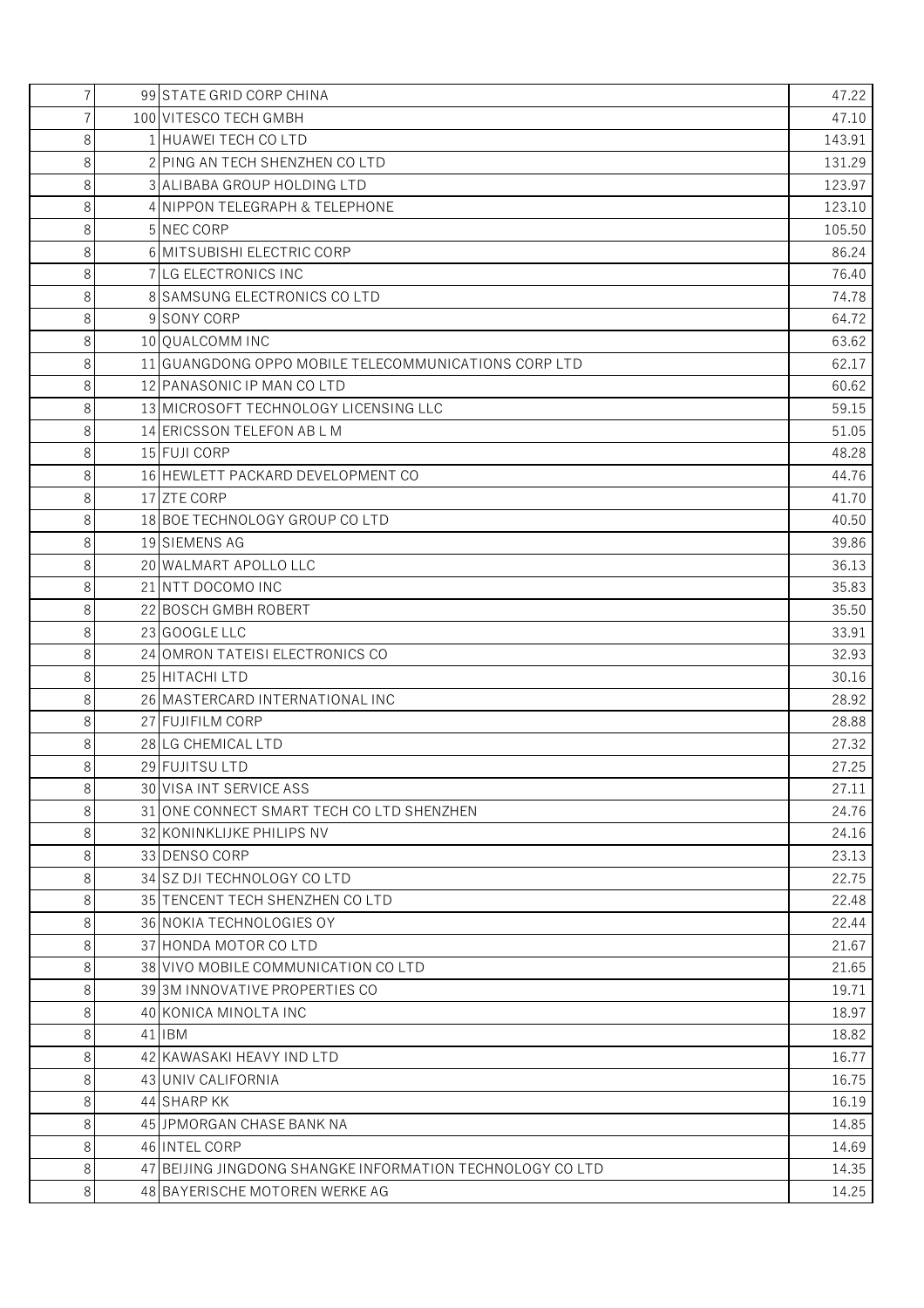| | | | |
|---|---|---|---|
| 7 | 99 | STATE GRID CORP CHINA | 47.22 |
| 7 | 100 | VITESCO TECH GMBH | 47.10 |
| 8 | 1 | HUAWEI TECH CO LTD | 143.91 |
| 8 | 2 | PING AN TECH SHENZHEN CO LTD | 131.29 |
| 8 | 3 | ALIBABA GROUP HOLDING LTD | 123.97 |
| 8 | 4 | NIPPON TELEGRAPH & TELEPHONE | 123.10 |
| 8 | 5 | NEC CORP | 105.50 |
| 8 | 6 | MITSUBISHI ELECTRIC CORP | 86.24 |
| 8 | 7 | LG ELECTRONICS INC | 76.40 |
| 8 | 8 | SAMSUNG ELECTRONICS CO LTD | 74.78 |
| 8 | 9 | SONY CORP | 64.72 |
| 8 | 10 | QUALCOMM INC | 63.62 |
| 8 | 11 | GUANGDONG OPPO MOBILE TELECOMMUNICATIONS CORP LTD | 62.17 |
| 8 | 12 | PANASONIC IP MAN CO LTD | 60.62 |
| 8 | 13 | MICROSOFT TECHNOLOGY LICENSING LLC | 59.15 |
| 8 | 14 | ERICSSON TELEFON AB L M | 51.05 |
| 8 | 15 | FUJI CORP | 48.28 |
| 8 | 16 | HEWLETT PACKARD DEVELOPMENT CO | 44.76 |
| 8 | 17 | ZTE CORP | 41.70 |
| 8 | 18 | BOE TECHNOLOGY GROUP CO LTD | 40.50 |
| 8 | 19 | SIEMENS AG | 39.86 |
| 8 | 20 | WALMART APOLLO LLC | 36.13 |
| 8 | 21 | NTT DOCOMO INC | 35.83 |
| 8 | 22 | BOSCH GMBH ROBERT | 35.50 |
| 8 | 23 | GOOGLE LLC | 33.91 |
| 8 | 24 | OMRON TATEISI ELECTRONICS CO | 32.93 |
| 8 | 25 | HITACHI LTD | 30.16 |
| 8 | 26 | MASTERCARD INTERNATIONAL INC | 28.92 |
| 8 | 27 | FUJIFILM CORP | 28.88 |
| 8 | 28 | LG CHEMICAL LTD | 27.32 |
| 8 | 29 | FUJITSU LTD | 27.25 |
| 8 | 30 | VISA INT SERVICE ASS | 27.11 |
| 8 | 31 | ONE CONNECT SMART TECH CO LTD SHENZHEN | 24.76 |
| 8 | 32 | KONINKLIJKE PHILIPS NV | 24.16 |
| 8 | 33 | DENSO CORP | 23.13 |
| 8 | 34 | SZ DJI TECHNOLOGY CO LTD | 22.75 |
| 8 | 35 | TENCENT TECH SHENZHEN CO LTD | 22.48 |
| 8 | 36 | NOKIA TECHNOLOGIES OY | 22.44 |
| 8 | 37 | HONDA MOTOR CO LTD | 21.67 |
| 8 | 38 | VIVO MOBILE COMMUNICATION CO LTD | 21.65 |
| 8 | 39 | 3M INNOVATIVE PROPERTIES CO | 19.71 |
| 8 | 40 | KONICA MINOLTA INC | 18.97 |
| 8 | 41 | IBM | 18.82 |
| 8 | 42 | KAWASAKI HEAVY IND LTD | 16.77 |
| 8 | 43 | UNIV CALIFORNIA | 16.75 |
| 8 | 44 | SHARP KK | 16.19 |
| 8 | 45 | JPMORGAN CHASE BANK NA | 14.85 |
| 8 | 46 | INTEL CORP | 14.69 |
| 8 | 47 | BEIJING JINGDONG SHANGKE INFORMATION TECHNOLOGY CO LTD | 14.35 |
| 8 | 48 | BAYERISCHE MOTOREN WERKE AG | 14.25 |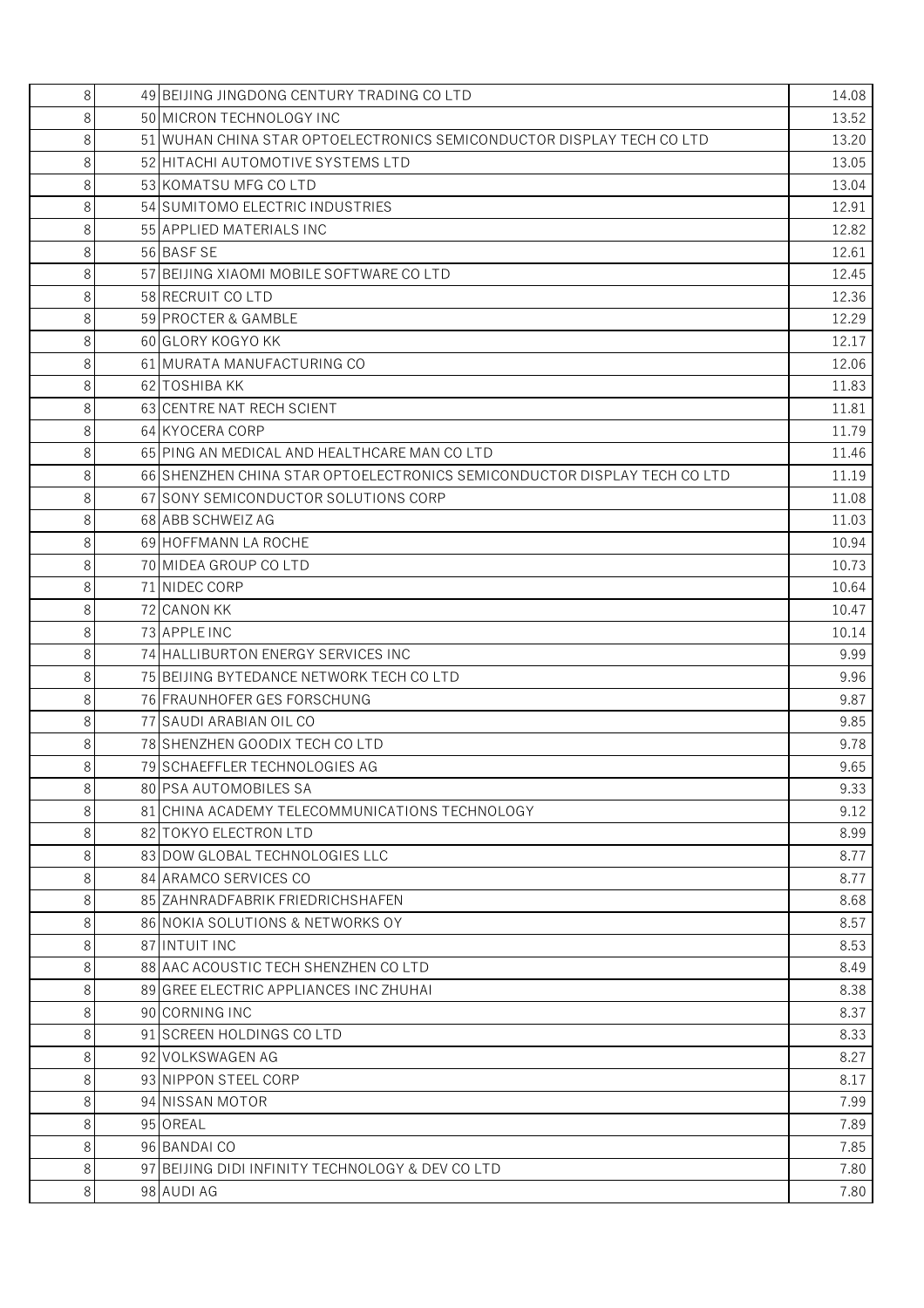| | | | |
|---|---|---|---|
| 8 | 49 | BEIJING JINGDONG CENTURY TRADING CO LTD | 14.08 |
| 8 | 50 | MICRON TECHNOLOGY INC | 13.52 |
| 8 | 51 | WUHAN CHINA STAR OPTOELECTRONICS SEMICONDUCTOR DISPLAY TECH CO LTD | 13.20 |
| 8 | 52 | HITACHI AUTOMOTIVE SYSTEMS LTD | 13.05 |
| 8 | 53 | KOMATSU MFG CO LTD | 13.04 |
| 8 | 54 | SUMITOMO ELECTRIC INDUSTRIES | 12.91 |
| 8 | 55 | APPLIED MATERIALS INC | 12.82 |
| 8 | 56 | BASF SE | 12.61 |
| 8 | 57 | BEIJING XIAOMI MOBILE SOFTWARE CO LTD | 12.45 |
| 8 | 58 | RECRUIT CO LTD | 12.36 |
| 8 | 59 | PROCTER & GAMBLE | 12.29 |
| 8 | 60 | GLORY KOGYO KK | 12.17 |
| 8 | 61 | MURATA MANUFACTURING CO | 12.06 |
| 8 | 62 | TOSHIBA KK | 11.83 |
| 8 | 63 | CENTRE NAT RECH SCIENT | 11.81 |
| 8 | 64 | KYOCERA CORP | 11.79 |
| 8 | 65 | PING AN MEDICAL AND HEALTHCARE MAN CO LTD | 11.46 |
| 8 | 66 | SHENZHEN CHINA STAR OPTOELECTRONICS SEMICONDUCTOR DISPLAY TECH CO LTD | 11.19 |
| 8 | 67 | SONY SEMICONDUCTOR SOLUTIONS CORP | 11.08 |
| 8 | 68 | ABB SCHWEIZ AG | 11.03 |
| 8 | 69 | HOFFMANN LA ROCHE | 10.94 |
| 8 | 70 | MIDEA GROUP CO LTD | 10.73 |
| 8 | 71 | NIDEC CORP | 10.64 |
| 8 | 72 | CANON KK | 10.47 |
| 8 | 73 | APPLE INC | 10.14 |
| 8 | 74 | HALLIBURTON ENERGY SERVICES INC | 9.99 |
| 8 | 75 | BEIJING BYTEDANCE NETWORK TECH CO LTD | 9.96 |
| 8 | 76 | FRAUNHOFER GES FORSCHUNG | 9.87 |
| 8 | 77 | SAUDI ARABIAN OIL CO | 9.85 |
| 8 | 78 | SHENZHEN GOODIX TECH CO LTD | 9.78 |
| 8 | 79 | SCHAEFFLER TECHNOLOGIES AG | 9.65 |
| 8 | 80 | PSA AUTOMOBILES SA | 9.33 |
| 8 | 81 | CHINA ACADEMY TELECOMMUNICATIONS TECHNOLOGY | 9.12 |
| 8 | 82 | TOKYO ELECTRON LTD | 8.99 |
| 8 | 83 | DOW GLOBAL TECHNOLOGIES LLC | 8.77 |
| 8 | 84 | ARAMCO SERVICES CO | 8.77 |
| 8 | 85 | ZAHNRADFABRIK FRIEDRICHSHAFEN | 8.68 |
| 8 | 86 | NOKIA SOLUTIONS & NETWORKS OY | 8.57 |
| 8 | 87 | INTUIT INC | 8.53 |
| 8 | 88 | AAC ACOUSTIC TECH SHENZHEN CO LTD | 8.49 |
| 8 | 89 | GREE ELECTRIC APPLIANCES INC ZHUHAI | 8.38 |
| 8 | 90 | CORNING INC | 8.37 |
| 8 | 91 | SCREEN HOLDINGS CO LTD | 8.33 |
| 8 | 92 | VOLKSWAGEN AG | 8.27 |
| 8 | 93 | NIPPON STEEL CORP | 8.17 |
| 8 | 94 | NISSAN MOTOR | 7.99 |
| 8 | 95 | OREAL | 7.89 |
| 8 | 96 | BANDAI CO | 7.85 |
| 8 | 97 | BEIJING DIDI INFINITY TECHNOLOGY & DEV CO LTD | 7.80 |
| 8 | 98 | AUDI AG | 7.80 |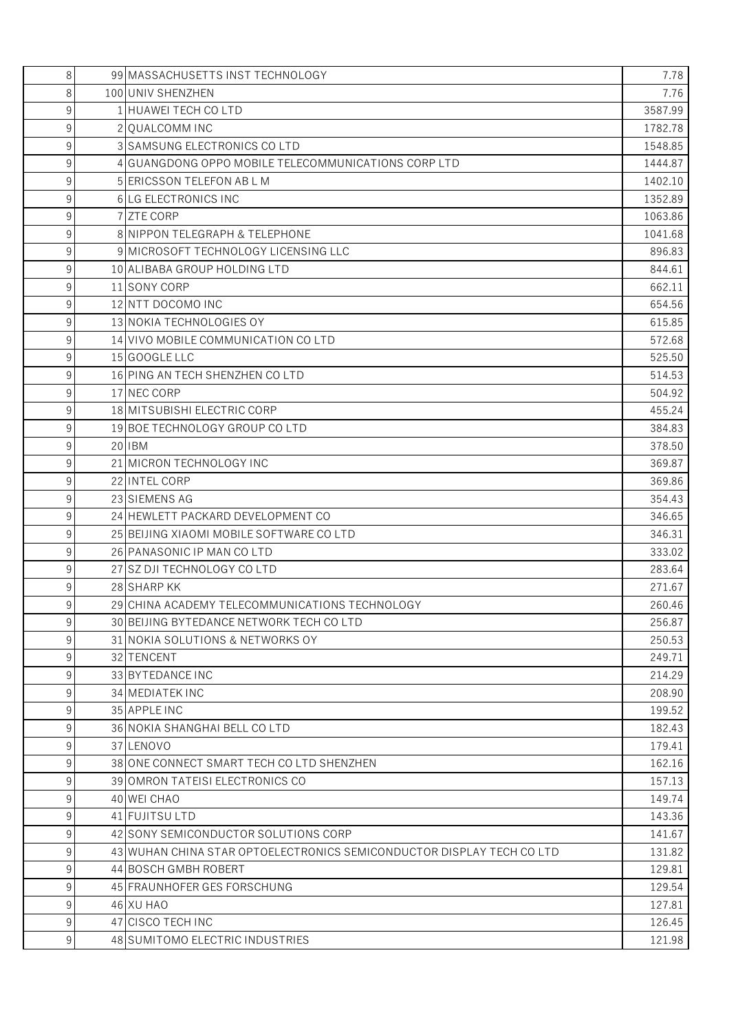| | | | |
|---|---|---|---|
| 8 | 99 | MASSACHUSETTS INST TECHNOLOGY | 7.78 |
| 8 | 100 | UNIV SHENZHEN | 7.76 |
| 9 | 1 | HUAWEI TECH CO LTD | 3587.99 |
| 9 | 2 | QUALCOMM INC | 1782.78 |
| 9 | 3 | SAMSUNG ELECTRONICS CO LTD | 1548.85 |
| 9 | 4 | GUANGDONG OPPO MOBILE TELECOMMUNICATIONS CORP LTD | 1444.87 |
| 9 | 5 | ERICSSON TELEFON AB L M | 1402.10 |
| 9 | 6 | LG ELECTRONICS INC | 1352.89 |
| 9 | 7 | ZTE CORP | 1063.86 |
| 9 | 8 | NIPPON TELEGRAPH & TELEPHONE | 1041.68 |
| 9 | 9 | MICROSOFT TECHNOLOGY LICENSING LLC | 896.83 |
| 9 | 10 | ALIBABA GROUP HOLDING LTD | 844.61 |
| 9 | 11 | SONY CORP | 662.11 |
| 9 | 12 | NTT DOCOMO INC | 654.56 |
| 9 | 13 | NOKIA TECHNOLOGIES OY | 615.85 |
| 9 | 14 | VIVO MOBILE COMMUNICATION CO LTD | 572.68 |
| 9 | 15 | GOOGLE LLC | 525.50 |
| 9 | 16 | PING AN TECH SHENZHEN CO LTD | 514.53 |
| 9 | 17 | NEC CORP | 504.92 |
| 9 | 18 | MITSUBISHI ELECTRIC CORP | 455.24 |
| 9 | 19 | BOE TECHNOLOGY GROUP CO LTD | 384.83 |
| 9 | 20 | IBM | 378.50 |
| 9 | 21 | MICRON TECHNOLOGY INC | 369.87 |
| 9 | 22 | INTEL CORP | 369.86 |
| 9 | 23 | SIEMENS AG | 354.43 |
| 9 | 24 | HEWLETT PACKARD DEVELOPMENT CO | 346.65 |
| 9 | 25 | BEIJING XIAOMI MOBILE SOFTWARE CO LTD | 346.31 |
| 9 | 26 | PANASONIC IP MAN CO LTD | 333.02 |
| 9 | 27 | SZ DJI TECHNOLOGY CO LTD | 283.64 |
| 9 | 28 | SHARP KK | 271.67 |
| 9 | 29 | CHINA ACADEMY TELECOMMUNICATIONS TECHNOLOGY | 260.46 |
| 9 | 30 | BEIJING BYTEDANCE NETWORK TECH CO LTD | 256.87 |
| 9 | 31 | NOKIA SOLUTIONS & NETWORKS OY | 250.53 |
| 9 | 32 | TENCENT | 249.71 |
| 9 | 33 | BYTEDANCE INC | 214.29 |
| 9 | 34 | MEDIATEK INC | 208.90 |
| 9 | 35 | APPLE INC | 199.52 |
| 9 | 36 | NOKIA SHANGHAI BELL CO LTD | 182.43 |
| 9 | 37 | LENOVO | 179.41 |
| 9 | 38 | ONE CONNECT SMART TECH CO LTD SHENZHEN | 162.16 |
| 9 | 39 | OMRON TATEISI ELECTRONICS CO | 157.13 |
| 9 | 40 | WEI CHAO | 149.74 |
| 9 | 41 | FUJITSU LTD | 143.36 |
| 9 | 42 | SONY SEMICONDUCTOR SOLUTIONS CORP | 141.67 |
| 9 | 43 | WUHAN CHINA STAR OPTOELECTRONICS SEMICONDUCTOR DISPLAY TECH CO LTD | 131.82 |
| 9 | 44 | BOSCH GMBH ROBERT | 129.81 |
| 9 | 45 | FRAUNHOFER GES FORSCHUNG | 129.54 |
| 9 | 46 | XU HAO | 127.81 |
| 9 | 47 | CISCO TECH INC | 126.45 |
| 9 | 48 | SUMITOMO ELECTRIC INDUSTRIES | 121.98 |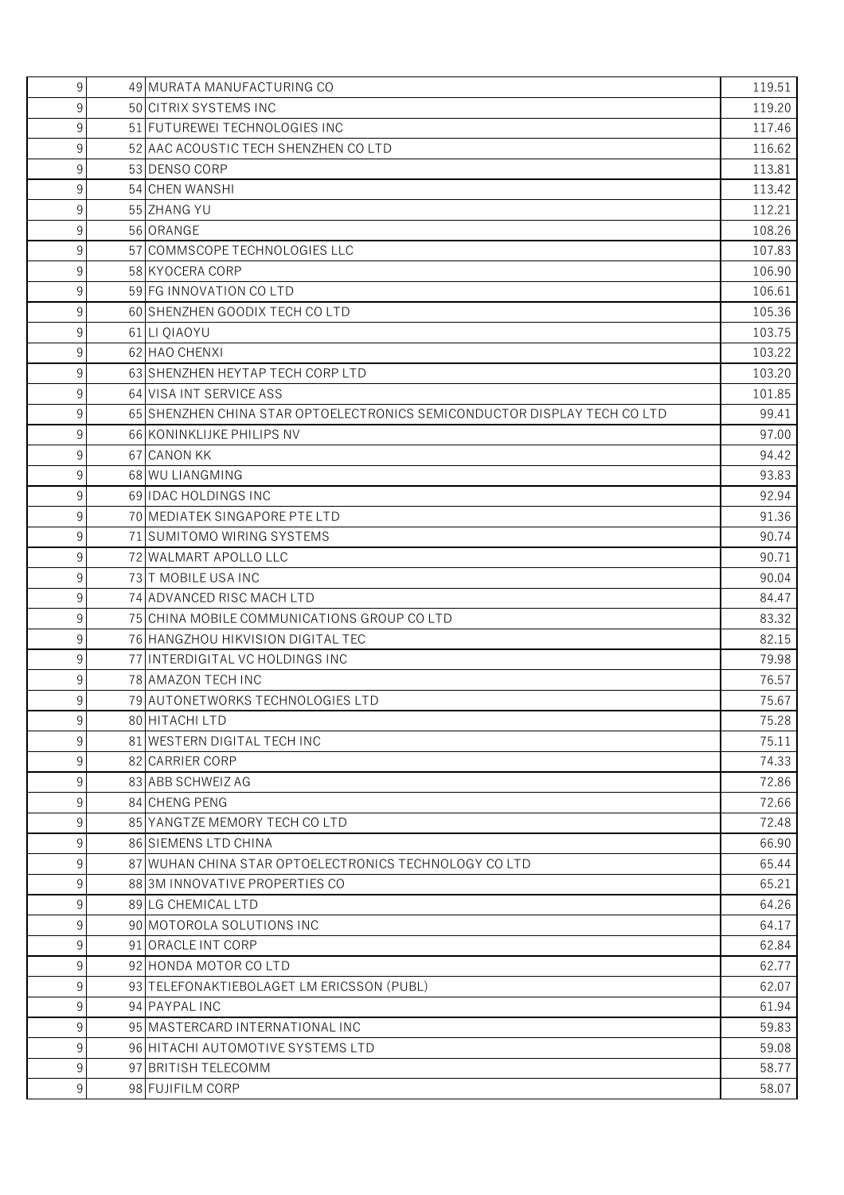| 9 | 49 | MURATA MANUFACTURING CO | 119.51 |
|---|---|---|---|
| 9 | 50 | CITRIX SYSTEMS INC | 119.20 |
| 9 | 51 | FUTUREWEI TECHNOLOGIES INC | 117.46 |
| 9 | 52 | AAC ACOUSTIC TECH SHENZHEN CO LTD | 116.62 |
| 9 | 53 | DENSO CORP | 113.81 |
| 9 | 54 | CHEN WANSHI | 113.42 |
| 9 | 55 | ZHANG YU | 112.21 |
| 9 | 56 | ORANGE | 108.26 |
| 9 | 57 | COMMSCOPE TECHNOLOGIES LLC | 107.83 |
| 9 | 58 | KYOCERA CORP | 106.90 |
| 9 | 59 | FG INNOVATION CO LTD | 106.61 |
| 9 | 60 | SHENZHEN GOODIX TECH CO LTD | 105.36 |
| 9 | 61 | LI QIAOYU | 103.75 |
| 9 | 62 | HAO CHENXI | 103.22 |
| 9 | 63 | SHENZHEN HEYTAP TECH CORP LTD | 103.20 |
| 9 | 64 | VISA INT SERVICE ASS | 101.85 |
| 9 | 65 | SHENZHEN CHINA STAR OPTOELECTRONICS SEMICONDUCTOR DISPLAY TECH CO LTD | 99.41 |
| 9 | 66 | KONINKLIJKE PHILIPS NV | 97.00 |
| 9 | 67 | CANON KK | 94.42 |
| 9 | 68 | WU LIANGMING | 93.83 |
| 9 | 69 | IDAC HOLDINGS INC | 92.94 |
| 9 | 70 | MEDIATEK SINGAPORE PTE LTD | 91.36 |
| 9 | 71 | SUMITOMO WIRING SYSTEMS | 90.74 |
| 9 | 72 | WALMART APOLLO LLC | 90.71 |
| 9 | 73 | T MOBILE USA INC | 90.04 |
| 9 | 74 | ADVANCED RISC MACH LTD | 84.47 |
| 9 | 75 | CHINA MOBILE COMMUNICATIONS GROUP CO LTD | 83.32 |
| 9 | 76 | HANGZHOU HIKVISION DIGITAL TEC | 82.15 |
| 9 | 77 | INTERDIGITAL VC HOLDINGS INC | 79.98 |
| 9 | 78 | AMAZON TECH INC | 76.57 |
| 9 | 79 | AUTONETWORKS TECHNOLOGIES LTD | 75.67 |
| 9 | 80 | HITACHI LTD | 75.28 |
| 9 | 81 | WESTERN DIGITAL TECH INC | 75.11 |
| 9 | 82 | CARRIER CORP | 74.33 |
| 9 | 83 | ABB SCHWEIZ AG | 72.86 |
| 9 | 84 | CHENG PENG | 72.66 |
| 9 | 85 | YANGTZE MEMORY TECH CO LTD | 72.48 |
| 9 | 86 | SIEMENS LTD CHINA | 66.90 |
| 9 | 87 | WUHAN CHINA STAR OPTOELECTRONICS TECHNOLOGY CO LTD | 65.44 |
| 9 | 88 | 3M INNOVATIVE PROPERTIES CO | 65.21 |
| 9 | 89 | LG CHEMICAL LTD | 64.26 |
| 9 | 90 | MOTOROLA SOLUTIONS INC | 64.17 |
| 9 | 91 | ORACLE INT CORP | 62.84 |
| 9 | 92 | HONDA MOTOR CO LTD | 62.77 |
| 9 | 93 | TELEFONAKTIEBOLAGET LM ERICSSON (PUBL) | 62.07 |
| 9 | 94 | PAYPAL INC | 61.94 |
| 9 | 95 | MASTERCARD INTERNATIONAL INC | 59.83 |
| 9 | 96 | HITACHI AUTOMOTIVE SYSTEMS LTD | 59.08 |
| 9 | 97 | BRITISH TELECOMM | 58.77 |
| 9 | 98 | FUJIFILM CORP | 58.07 |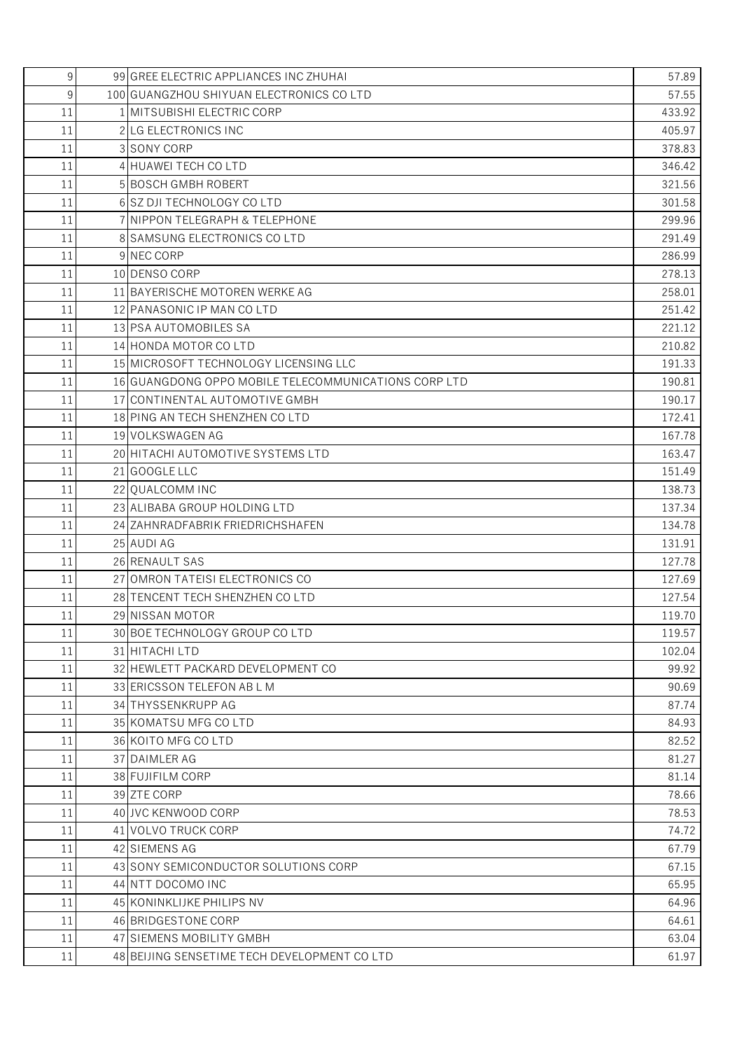| | | | |
|---|---|---|---|
| 9 | 99 | GREE ELECTRIC APPLIANCES INC ZHUHAI | 57.89 |
| 9 | 100 | GUANGZHOU SHIYUAN ELECTRONICS CO LTD | 57.55 |
| 11 | 1 | MITSUBISHI ELECTRIC CORP | 433.92 |
| 11 | 2 | LG ELECTRONICS INC | 405.97 |
| 11 | 3 | SONY CORP | 378.83 |
| 11 | 4 | HUAWEI TECH CO LTD | 346.42 |
| 11 | 5 | BOSCH GMBH ROBERT | 321.56 |
| 11 | 6 | SZ DJI TECHNOLOGY CO LTD | 301.58 |
| 11 | 7 | NIPPON TELEGRAPH & TELEPHONE | 299.96 |
| 11 | 8 | SAMSUNG ELECTRONICS CO LTD | 291.49 |
| 11 | 9 | NEC CORP | 286.99 |
| 11 | 10 | DENSO CORP | 278.13 |
| 11 | 11 | BAYERISCHE MOTOREN WERKE AG | 258.01 |
| 11 | 12 | PANASONIC IP MAN CO LTD | 251.42 |
| 11 | 13 | PSA AUTOMOBILES SA | 221.12 |
| 11 | 14 | HONDA MOTOR CO LTD | 210.82 |
| 11 | 15 | MICROSOFT TECHNOLOGY LICENSING LLC | 191.33 |
| 11 | 16 | GUANGDONG OPPO MOBILE TELECOMMUNICATIONS CORP LTD | 190.81 |
| 11 | 17 | CONTINENTAL AUTOMOTIVE GMBH | 190.17 |
| 11 | 18 | PING AN TECH SHENZHEN CO LTD | 172.41 |
| 11 | 19 | VOLKSWAGEN AG | 167.78 |
| 11 | 20 | HITACHI AUTOMOTIVE SYSTEMS LTD | 163.47 |
| 11 | 21 | GOOGLE LLC | 151.49 |
| 11 | 22 | QUALCOMM INC | 138.73 |
| 11 | 23 | ALIBABA GROUP HOLDING LTD | 137.34 |
| 11 | 24 | ZAHNRADFABRIK FRIEDRICHSHAFEN | 134.78 |
| 11 | 25 | AUDI AG | 131.91 |
| 11 | 26 | RENAULT SAS | 127.78 |
| 11 | 27 | OMRON TATEISI ELECTRONICS CO | 127.69 |
| 11 | 28 | TENCENT TECH SHENZHEN CO LTD | 127.54 |
| 11 | 29 | NISSAN MOTOR | 119.70 |
| 11 | 30 | BOE TECHNOLOGY GROUP CO LTD | 119.57 |
| 11 | 31 | HITACHI LTD | 102.04 |
| 11 | 32 | HEWLETT PACKARD DEVELOPMENT CO | 99.92 |
| 11 | 33 | ERICSSON TELEFON AB L M | 90.69 |
| 11 | 34 | THYSSENKRUPP AG | 87.74 |
| 11 | 35 | KOMATSU MFG CO LTD | 84.93 |
| 11 | 36 | KOITO MFG CO LTD | 82.52 |
| 11 | 37 | DAIMLER AG | 81.27 |
| 11 | 38 | FUJIFILM CORP | 81.14 |
| 11 | 39 | ZTE CORP | 78.66 |
| 11 | 40 | JVC KENWOOD CORP | 78.53 |
| 11 | 41 | VOLVO TRUCK CORP | 74.72 |
| 11 | 42 | SIEMENS AG | 67.79 |
| 11 | 43 | SONY SEMICONDUCTOR SOLUTIONS CORP | 67.15 |
| 11 | 44 | NTT DOCOMO INC | 65.95 |
| 11 | 45 | KONINKLIJKE PHILIPS NV | 64.96 |
| 11 | 46 | BRIDGESTONE CORP | 64.61 |
| 11 | 47 | SIEMENS MOBILITY GMBH | 63.04 |
| 11 | 48 | BEIJING SENSETIME TECH DEVELOPMENT CO LTD | 61.97 |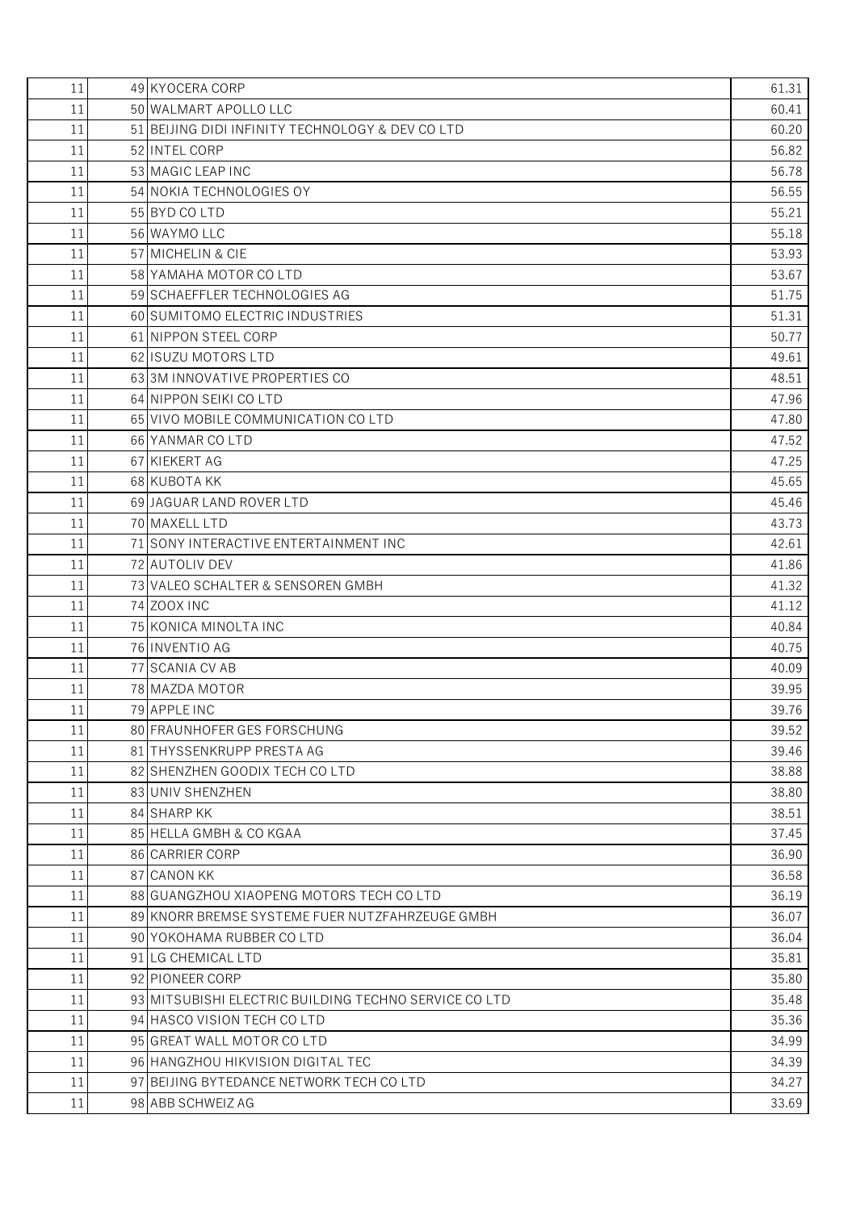| | | | |
|---|---|---|---|
| 11 | 49 | KYOCERA CORP | 61.31 |
| 11 | 50 | WALMART APOLLO LLC | 60.41 |
| 11 | 51 | BEIJING DIDI INFINITY TECHNOLOGY & DEV CO LTD | 60.20 |
| 11 | 52 | INTEL CORP | 56.82 |
| 11 | 53 | MAGIC LEAP INC | 56.78 |
| 11 | 54 | NOKIA TECHNOLOGIES OY | 56.55 |
| 11 | 55 | BYD CO LTD | 55.21 |
| 11 | 56 | WAYMO LLC | 55.18 |
| 11 | 57 | MICHELIN & CIE | 53.93 |
| 11 | 58 | YAMAHA MOTOR CO LTD | 53.67 |
| 11 | 59 | SCHAEFFLER TECHNOLOGIES AG | 51.75 |
| 11 | 60 | SUMITOMO ELECTRIC INDUSTRIES | 51.31 |
| 11 | 61 | NIPPON STEEL CORP | 50.77 |
| 11 | 62 | ISUZU MOTORS LTD | 49.61 |
| 11 | 63 | 3M INNOVATIVE PROPERTIES CO | 48.51 |
| 11 | 64 | NIPPON SEIKI CO LTD | 47.96 |
| 11 | 65 | VIVO MOBILE COMMUNICATION CO LTD | 47.80 |
| 11 | 66 | YANMAR CO LTD | 47.52 |
| 11 | 67 | KIEKERT AG | 47.25 |
| 11 | 68 | KUBOTA KK | 45.65 |
| 11 | 69 | JAGUAR LAND ROVER LTD | 45.46 |
| 11 | 70 | MAXELL LTD | 43.73 |
| 11 | 71 | SONY INTERACTIVE ENTERTAINMENT INC | 42.61 |
| 11 | 72 | AUTOLIV DEV | 41.86 |
| 11 | 73 | VALEO SCHALTER & SENSOREN GMBH | 41.32 |
| 11 | 74 | ZOOX INC | 41.12 |
| 11 | 75 | KONICA MINOLTA INC | 40.84 |
| 11 | 76 | INVENTIO AG | 40.75 |
| 11 | 77 | SCANIA CV AB | 40.09 |
| 11 | 78 | MAZDA MOTOR | 39.95 |
| 11 | 79 | APPLE INC | 39.76 |
| 11 | 80 | FRAUNHOFER GES FORSCHUNG | 39.52 |
| 11 | 81 | THYSSENKRUPP PRESTA AG | 39.46 |
| 11 | 82 | SHENZHEN GOODIX TECH CO LTD | 38.88 |
| 11 | 83 | UNIV SHENZHEN | 38.80 |
| 11 | 84 | SHARP KK | 38.51 |
| 11 | 85 | HELLA GMBH & CO KGAA | 37.45 |
| 11 | 86 | CARRIER CORP | 36.90 |
| 11 | 87 | CANON KK | 36.58 |
| 11 | 88 | GUANGZHOU XIAOPENG MOTORS TECH CO LTD | 36.19 |
| 11 | 89 | KNORR BREMSE SYSTEME FUER NUTZFAHRZEUGE GMBH | 36.07 |
| 11 | 90 | YOKOHAMA RUBBER CO LTD | 36.04 |
| 11 | 91 | LG CHEMICAL LTD | 35.81 |
| 11 | 92 | PIONEER CORP | 35.80 |
| 11 | 93 | MITSUBISHI ELECTRIC BUILDING TECHNO SERVICE CO LTD | 35.48 |
| 11 | 94 | HASCO VISION TECH CO LTD | 35.36 |
| 11 | 95 | GREAT WALL MOTOR CO LTD | 34.99 |
| 11 | 96 | HANGZHOU HIKVISION DIGITAL TEC | 34.39 |
| 11 | 97 | BEIJING BYTEDANCE NETWORK TECH CO LTD | 34.27 |
| 11 | 98 | ABB SCHWEIZ AG | 33.69 |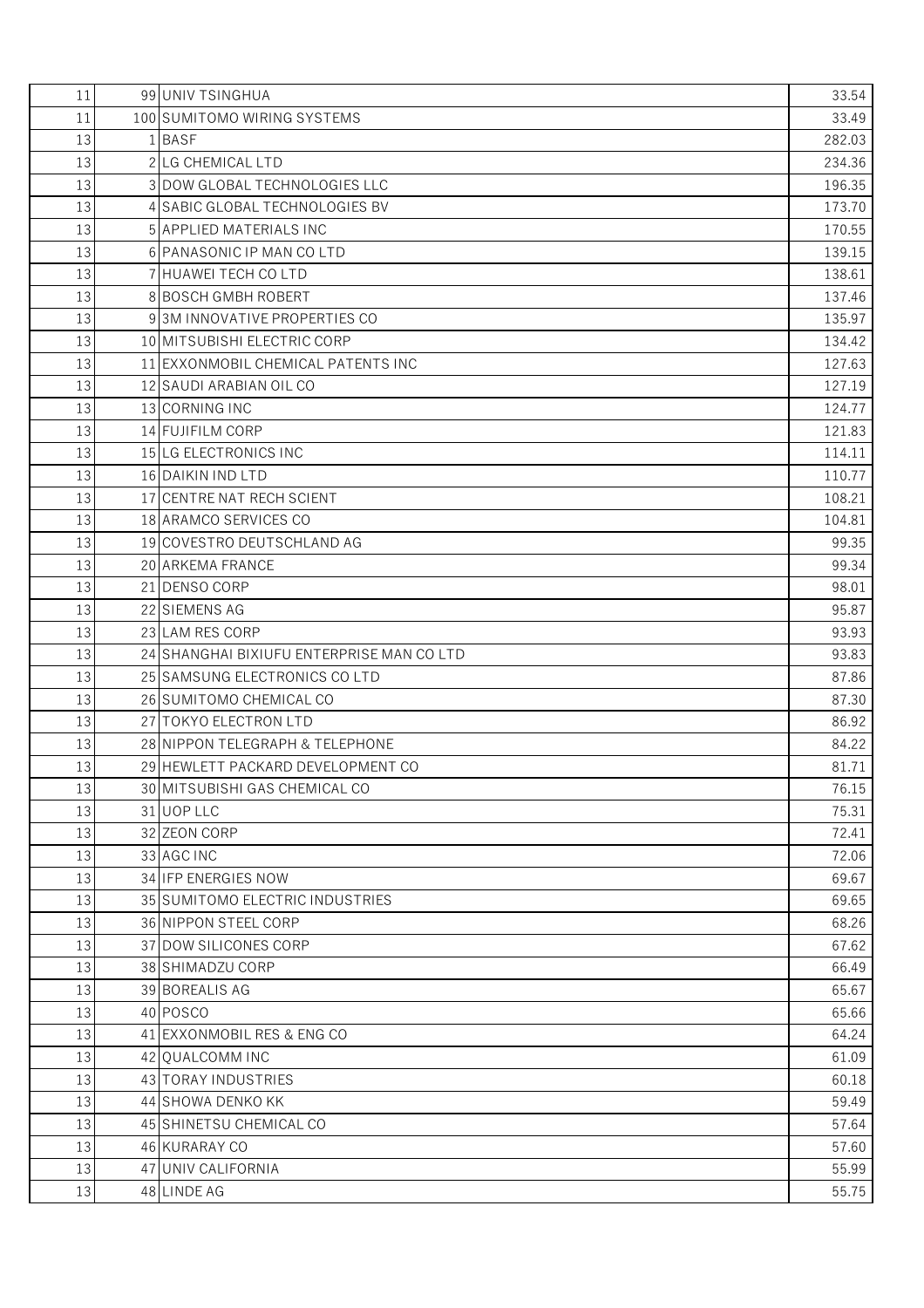| | | | |
|---|---|---|---|
| 11 | 99 | UNIV TSINGHUA | 33.54 |
| 11 | 100 | SUMITOMO WIRING SYSTEMS | 33.49 |
| 13 | 1 | BASF | 282.03 |
| 13 | 2 | LG CHEMICAL LTD | 234.36 |
| 13 | 3 | DOW GLOBAL TECHNOLOGIES LLC | 196.35 |
| 13 | 4 | SABIC GLOBAL TECHNOLOGIES BV | 173.70 |
| 13 | 5 | APPLIED MATERIALS INC | 170.55 |
| 13 | 6 | PANASONIC IP MAN CO LTD | 139.15 |
| 13 | 7 | HUAWEI TECH CO LTD | 138.61 |
| 13 | 8 | BOSCH GMBH ROBERT | 137.46 |
| 13 | 9 | 3M INNOVATIVE PROPERTIES CO | 135.97 |
| 13 | 10 | MITSUBISHI ELECTRIC CORP | 134.42 |
| 13 | 11 | EXXONMOBIL CHEMICAL PATENTS INC | 127.63 |
| 13 | 12 | SAUDI ARABIAN OIL CO | 127.19 |
| 13 | 13 | CORNING INC | 124.77 |
| 13 | 14 | FUJIFILM CORP | 121.83 |
| 13 | 15 | LG ELECTRONICS INC | 114.11 |
| 13 | 16 | DAIKIN IND LTD | 110.77 |
| 13 | 17 | CENTRE NAT RECH SCIENT | 108.21 |
| 13 | 18 | ARAMCO SERVICES CO | 104.81 |
| 13 | 19 | COVESTRO DEUTSCHLAND AG | 99.35 |
| 13 | 20 | ARKEMA FRANCE | 99.34 |
| 13 | 21 | DENSO CORP | 98.01 |
| 13 | 22 | SIEMENS AG | 95.87 |
| 13 | 23 | LAM RES CORP | 93.93 |
| 13 | 24 | SHANGHAI BIXIUFU ENTERPRISE MAN CO LTD | 93.83 |
| 13 | 25 | SAMSUNG ELECTRONICS CO LTD | 87.86 |
| 13 | 26 | SUMITOMO CHEMICAL CO | 87.30 |
| 13 | 27 | TOKYO ELECTRON LTD | 86.92 |
| 13 | 28 | NIPPON TELEGRAPH & TELEPHONE | 84.22 |
| 13 | 29 | HEWLETT PACKARD DEVELOPMENT CO | 81.71 |
| 13 | 30 | MITSUBISHI GAS CHEMICAL CO | 76.15 |
| 13 | 31 | UOP LLC | 75.31 |
| 13 | 32 | ZEON CORP | 72.41 |
| 13 | 33 | AGC INC | 72.06 |
| 13 | 34 | IFP ENERGIES NOW | 69.67 |
| 13 | 35 | SUMITOMO ELECTRIC INDUSTRIES | 69.65 |
| 13 | 36 | NIPPON STEEL CORP | 68.26 |
| 13 | 37 | DOW SILICONES CORP | 67.62 |
| 13 | 38 | SHIMADZU CORP | 66.49 |
| 13 | 39 | BOREALIS AG | 65.67 |
| 13 | 40 | POSCO | 65.66 |
| 13 | 41 | EXXONMOBIL RES & ENG CO | 64.24 |
| 13 | 42 | QUALCOMM INC | 61.09 |
| 13 | 43 | TORAY INDUSTRIES | 60.18 |
| 13 | 44 | SHOWA DENKO KK | 59.49 |
| 13 | 45 | SHINETSU CHEMICAL CO | 57.64 |
| 13 | 46 | KURARAY CO | 57.60 |
| 13 | 47 | UNIV CALIFORNIA | 55.99 |
| 13 | 48 | LINDE AG | 55.75 |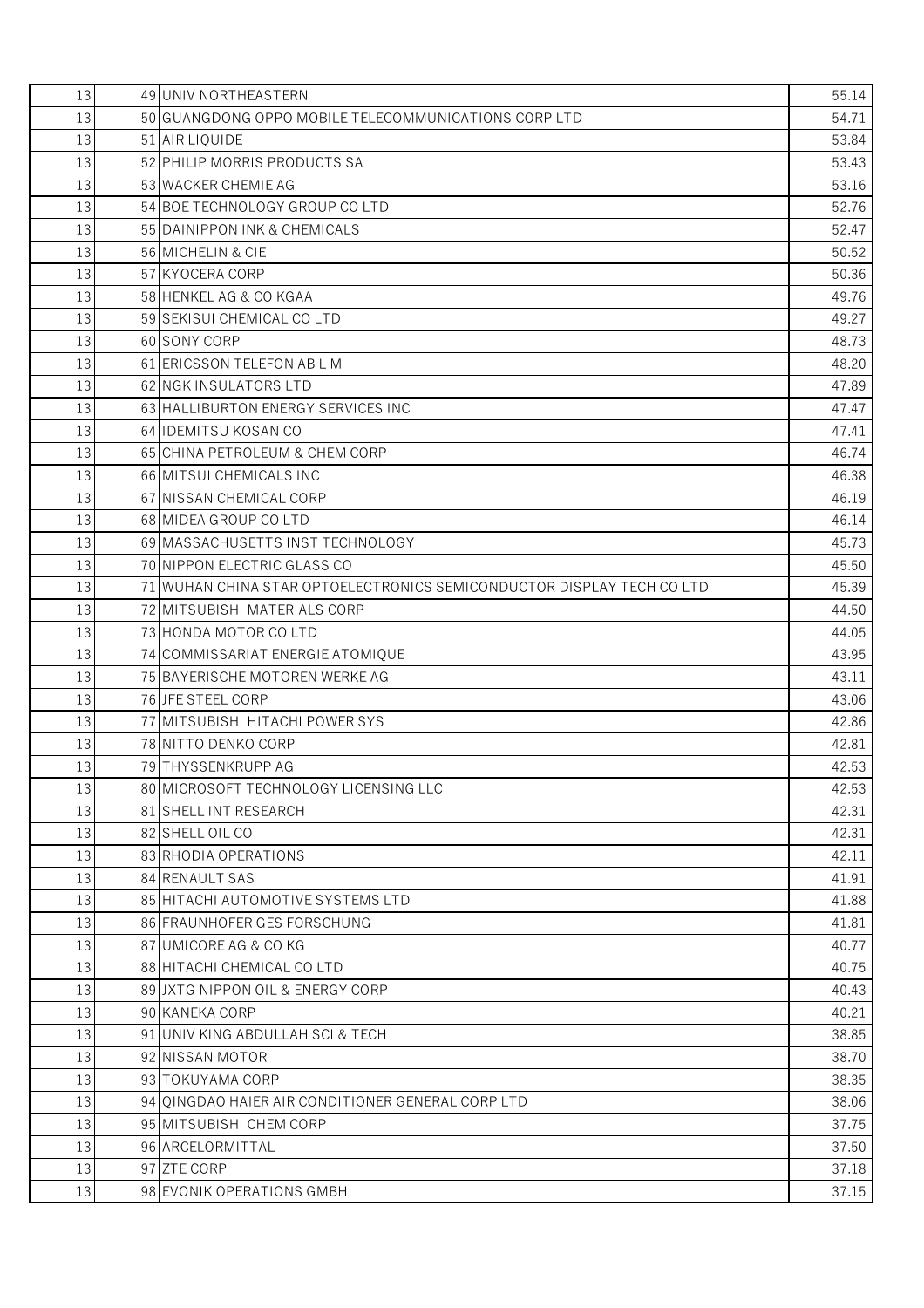| | | | |
|---|---|---|---|
| 13 | 49 | UNIV NORTHEASTERN | 55.14 |
| 13 | 50 | GUANGDONG OPPO MOBILE TELECOMMUNICATIONS CORP LTD | 54.71 |
| 13 | 51 | AIR LIQUIDE | 53.84 |
| 13 | 52 | PHILIP MORRIS PRODUCTS SA | 53.43 |
| 13 | 53 | WACKER CHEMIE AG | 53.16 |
| 13 | 54 | BOE TECHNOLOGY GROUP CO LTD | 52.76 |
| 13 | 55 | DAINIPPON INK & CHEMICALS | 52.47 |
| 13 | 56 | MICHELIN & CIE | 50.52 |
| 13 | 57 | KYOCERA CORP | 50.36 |
| 13 | 58 | HENKEL AG & CO KGAA | 49.76 |
| 13 | 59 | SEKISUI CHEMICAL CO LTD | 49.27 |
| 13 | 60 | SONY CORP | 48.73 |
| 13 | 61 | ERICSSON TELEFON AB L M | 48.20 |
| 13 | 62 | NGK INSULATORS LTD | 47.89 |
| 13 | 63 | HALLIBURTON ENERGY SERVICES INC | 47.47 |
| 13 | 64 | IDEMITSU KOSAN CO | 47.41 |
| 13 | 65 | CHINA PETROLEUM & CHEM CORP | 46.74 |
| 13 | 66 | MITSUI CHEMICALS INC | 46.38 |
| 13 | 67 | NISSAN CHEMICAL CORP | 46.19 |
| 13 | 68 | MIDEA GROUP CO LTD | 46.14 |
| 13 | 69 | MASSACHUSETTS INST TECHNOLOGY | 45.73 |
| 13 | 70 | NIPPON ELECTRIC GLASS CO | 45.50 |
| 13 | 71 | WUHAN CHINA STAR OPTOELECTRONICS SEMICONDUCTOR DISPLAY TECH CO LTD | 45.39 |
| 13 | 72 | MITSUBISHI MATERIALS CORP | 44.50 |
| 13 | 73 | HONDA MOTOR CO LTD | 44.05 |
| 13 | 74 | COMMISSARIAT ENERGIE ATOMIQUE | 43.95 |
| 13 | 75 | BAYERISCHE MOTOREN WERKE AG | 43.11 |
| 13 | 76 | JFE STEEL CORP | 43.06 |
| 13 | 77 | MITSUBISHI HITACHI POWER SYS | 42.86 |
| 13 | 78 | NITTO DENKO CORP | 42.81 |
| 13 | 79 | THYSSENKRUPP AG | 42.53 |
| 13 | 80 | MICROSOFT TECHNOLOGY LICENSING LLC | 42.53 |
| 13 | 81 | SHELL INT RESEARCH | 42.31 |
| 13 | 82 | SHELL OIL CO | 42.31 |
| 13 | 83 | RHODIA OPERATIONS | 42.11 |
| 13 | 84 | RENAULT SAS | 41.91 |
| 13 | 85 | HITACHI AUTOMOTIVE SYSTEMS LTD | 41.88 |
| 13 | 86 | FRAUNHOFER GES FORSCHUNG | 41.81 |
| 13 | 87 | UMICORE AG & CO KG | 40.77 |
| 13 | 88 | HITACHI CHEMICAL CO LTD | 40.75 |
| 13 | 89 | JXTG NIPPON OIL & ENERGY CORP | 40.43 |
| 13 | 90 | KANEKA CORP | 40.21 |
| 13 | 91 | UNIV KING ABDULLAH SCI & TECH | 38.85 |
| 13 | 92 | NISSAN MOTOR | 38.70 |
| 13 | 93 | TOKUYAMA CORP | 38.35 |
| 13 | 94 | QINGDAO HAIER AIR CONDITIONER GENERAL CORP LTD | 38.06 |
| 13 | 95 | MITSUBISHI CHEM CORP | 37.75 |
| 13 | 96 | ARCELORMITTAL | 37.50 |
| 13 | 97 | ZTE CORP | 37.18 |
| 13 | 98 | EVONIK OPERATIONS GMBH | 37.15 |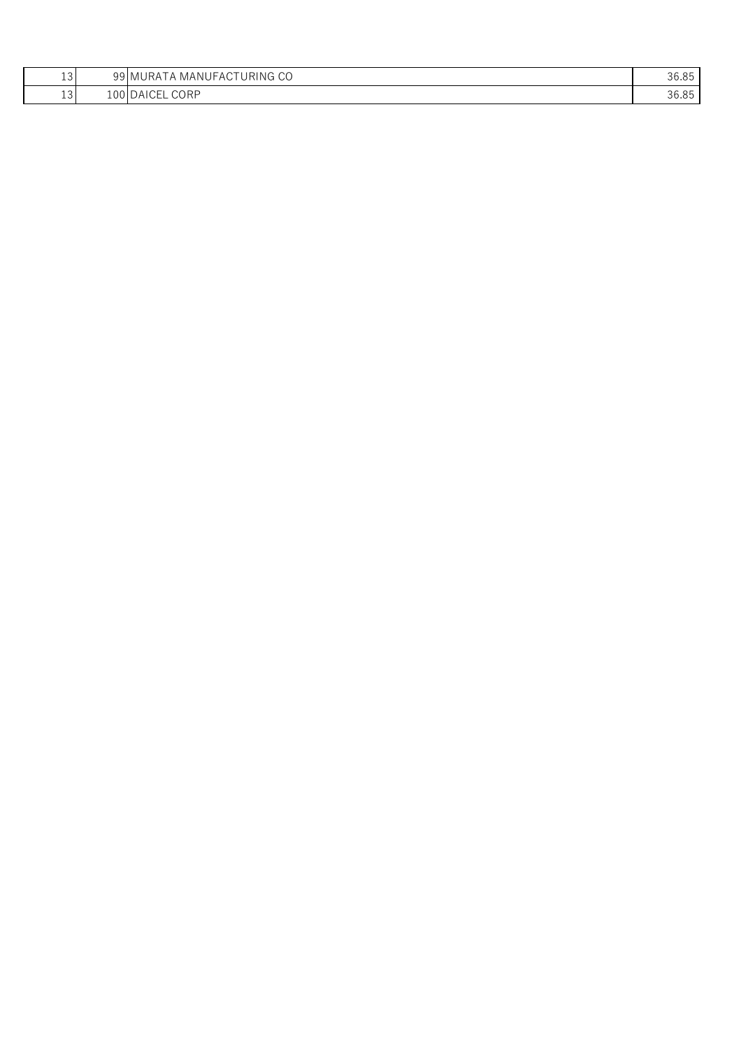| | | | |
|---|---|---|---|
| 13 | 99 | MURATA MANUFACTURING CO | 36.85 |
| 13 | 100 | DAICEL CORP | 36.85 |